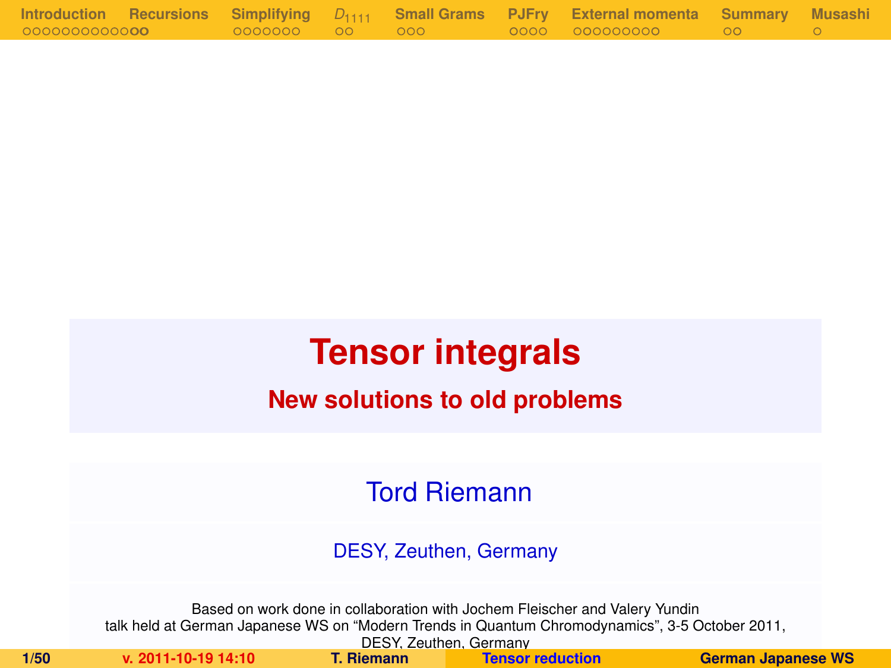# Tensor integrals

## New solutions to old problems

Tord Riemann

DESY, Zeuthen, Germany

Based on work done in collaboration with Jochem Fleischer and Valery Yundin
talk held at German Japanese WS on "Modern Trends in Quantum Chromodynamics", 3-5 October 2011, DESY, Zeuthen, Germany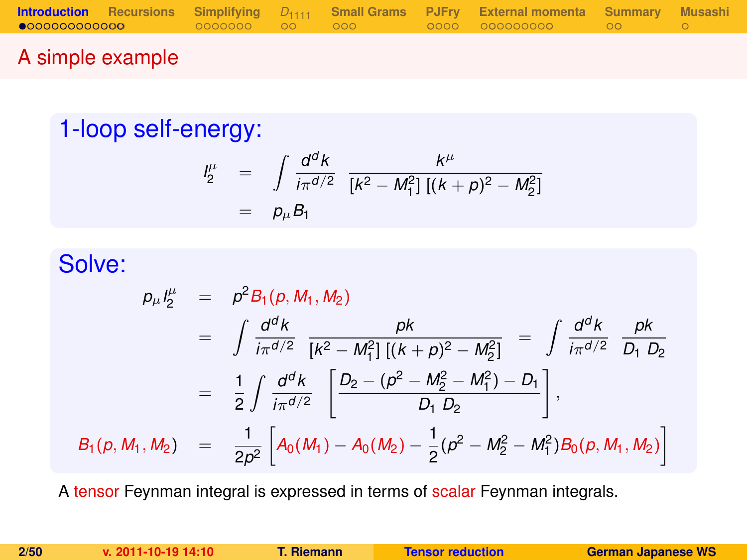# A simple example

## 1-loop self-energy:

$$
\begin{aligned}
I_2^\mu &= \int \frac{d^dk}{i\pi^{d/2}} \; \frac{k^\mu}{[k^2 - M_1^2]\,[(k+p)^2 - M_2^2]} \\
&= p_\mu B_1
\end{aligned}
$$

## Solve:

$$
\begin{aligned}
p_\mu I_2^\mu &= p^2 B_1(p, M_1, M_2) \\
&= \int \frac{d^dk}{i\pi^{d/2}} \; \frac{pk}{[k^2 - M_1^2]\,[(k+p)^2 - M_2^2]} \;=\; \int \frac{d^dk}{i\pi^{d/2}} \; \frac{pk}{D_1 \; D_2} \\
&= \frac{1}{2} \int \frac{d^dk}{i\pi^{d/2}} \left[ \frac{D_2 - (p^2 - M_2^2 - M_1^2) - D_1}{D_1 \; D_2} \right], \\
B_1(p, M_1, M_2) &= \frac{1}{2p^2} \left[ A_0(M_1) - A_0(M_2) - \frac{1}{2}(p^2 - M_2^2 - M_1^2) B_0(p, M_1, M_2) \right]
\end{aligned}
$$

A tensor Feynman integral is expressed in terms of scalar Feynman integrals.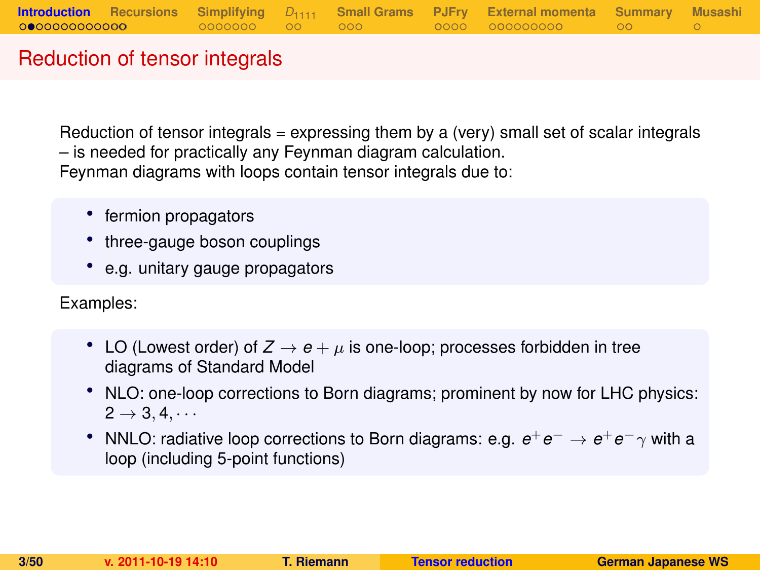# Reduction of tensor integrals

Reduction of tensor integrals = expressing them by a (very) small set of scalar integrals – is needed for practically any Feynman diagram calculation.
Feynman diagrams with loops contain tensor integrals due to:

- fermion propagators
- three-gauge boson couplings
- e.g. unitary gauge propagators

Examples:

- LO (Lowest order) of $Z \to e + \mu$ is one-loop; processes forbidden in tree diagrams of Standard Model
- NLO: one-loop corrections to Born diagrams; prominent by now for LHC physics: $2 \to 3, 4, \cdots$
- NNLO: radiative loop corrections to Born diagrams: e.g. $e^+e^- \to e^+e^-\gamma$ with a loop (including 5-point functions)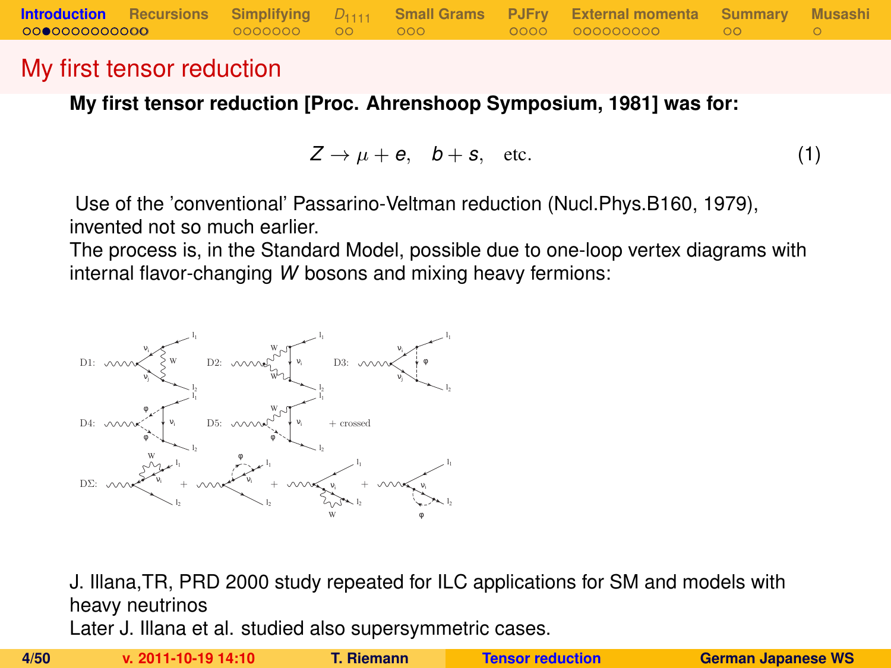# My first tensor reduction

**My first tensor reduction [Proc. Ahrenshoop Symposium, 1981] was for:**

$$Z \to \mu + e, \quad b + s, \quad \text{etc.} \tag{1}$$

Use of the 'conventional' Passarino-Veltman reduction (Nucl.Phys.B160, 1979), invented not so much earlier.
The process is, in the Standard Model, possible due to one-loop vertex diagrams with internal flavor-changing $W$ bosons and mixing heavy fermions:

J. Illana,TR, PRD 2000 study repeated for ILC applications for SM and models with heavy neutrinos
Later J. Illana et al. studied also supersymmetric cases.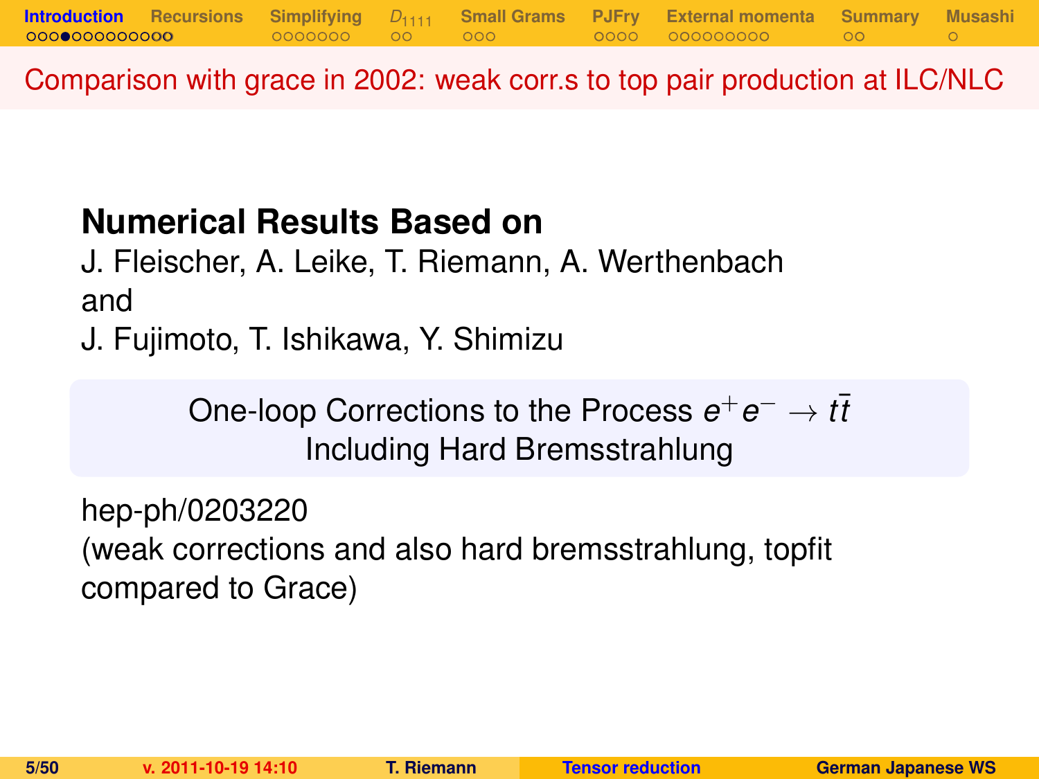## Comparison with grace in 2002: weak corr.s to top pair production at ILC/NLC

**Numerical Results Based on**
J. Fleischer, A. Leike, T. Riemann, A. Werthenbach
and
J. Fujimoto, T. Ishikawa, Y. Shimizu

One-loop Corrections to the Process $e^+e^- \to t\bar{t}$
Including Hard Bremsstrahlung

hep-ph/0203220
(weak corrections and also hard bremsstrahlung, topfit compared to Grace)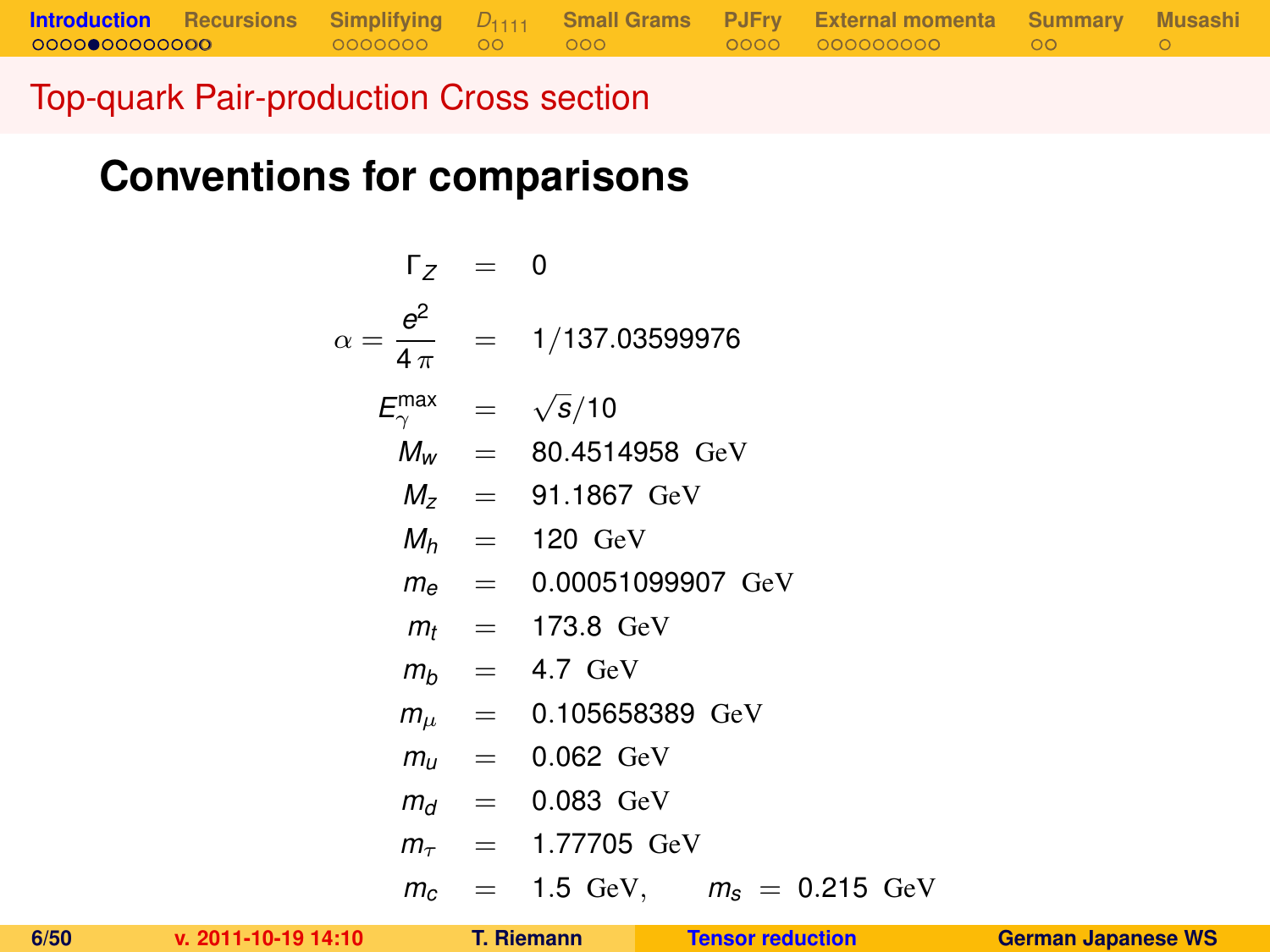## Top-quark Pair-production Cross section

### Conventions for comparisons

$$
\begin{aligned}
\Gamma_Z &= 0 \\
\alpha = \frac{e^2}{4\,\pi} &= 1/137.03599976 \\
E_\gamma^{\max} &= \sqrt{s}/10 \\
M_w &= 80.4514958 \ \mathrm{GeV} \\
M_z &= 91.1867 \ \mathrm{GeV} \\
M_h &= 120 \ \mathrm{GeV} \\
m_e &= 0.00051099907 \ \mathrm{GeV} \\
m_t &= 173.8 \ \mathrm{GeV} \\
m_b &= 4.7 \ \mathrm{GeV} \\
m_\mu &= 0.105658389 \ \mathrm{GeV} \\
m_u &= 0.062 \ \mathrm{GeV} \\
m_d &= 0.083 \ \mathrm{GeV} \\
m_\tau &= 1.77705 \ \mathrm{GeV} \\
m_c &= 1.5 \ \mathrm{GeV}, \qquad m_s = 0.215 \ \mathrm{GeV}
\end{aligned}
$$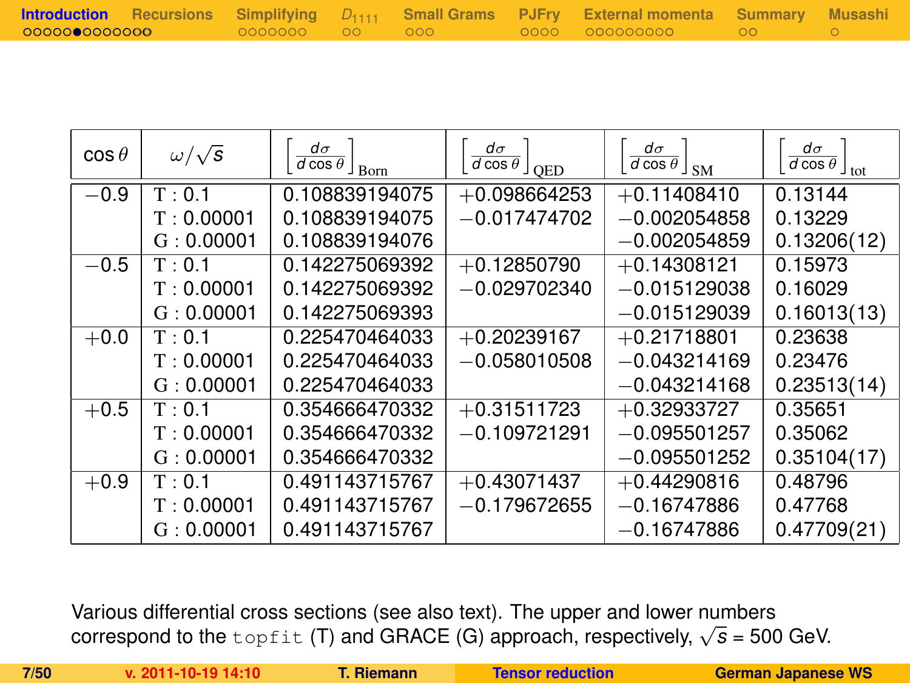| $\cos\theta$ | $\omega/\sqrt{s}$ | $\left[\frac{d\sigma}{d\cos\theta}\right]_{\rm Born}$ | $\left[\frac{d\sigma}{d\cos\theta}\right]_{\rm QED}$ | $\left[\frac{d\sigma}{d\cos\theta}\right]_{\rm SM}$ | $\left[\frac{d\sigma}{d\cos\theta}\right]_{\rm tot}$ |
|---|---|---|---|---|---|
| $-0.9$ | T : 0.1 | 0.108839194075 | $+0.098664253$ | $+0.11408410$ | 0.13144 |
| | T : 0.00001 | 0.108839194075 | $-0.017474702$ | $-0.002054858$ | 0.13229 |
| | G : 0.00001 | 0.108839194076 | | $-0.002054859$ | 0.13206(12) |
| $-0.5$ | T : 0.1 | 0.142275069392 | $+0.12850790$ | $+0.14308121$ | 0.15973 |
| | T : 0.00001 | 0.142275069392 | $-0.029702340$ | $-0.015129038$ | 0.16029 |
| | G : 0.00001 | 0.142275069393 | | $-0.015129039$ | 0.16013(13) |
| $+0.0$ | T : 0.1 | 0.225470464033 | $+0.20239167$ | $+0.21718801$ | 0.23638 |
| | T : 0.00001 | 0.225470464033 | $-0.058010508$ | $-0.043214169$ | 0.23476 |
| | G : 0.00001 | 0.225470464033 | | $-0.043214168$ | 0.23513(14) |
| $+0.5$ | T : 0.1 | 0.354666470332 | $+0.31511723$ | $+0.32933727$ | 0.35651 |
| | T : 0.00001 | 0.354666470332 | $-0.109721291$ | $-0.095501257$ | 0.35062 |
| | G : 0.00001 | 0.354666470332 | | $-0.095501252$ | 0.35104(17) |
| $+0.9$ | T : 0.1 | 0.491143715767 | $+0.43071437$ | $+0.44290816$ | 0.48796 |
| | T : 0.00001 | 0.491143715767 | $-0.179672655$ | $-0.16747886$ | 0.47768 |
| | G : 0.00001 | 0.491143715767 | | $-0.16747886$ | 0.47709(21) |

Various differential cross sections (see also text). The upper and lower numbers correspond to the `topfit` (T) and GRACE (G) approach, respectively, $\sqrt{s}$ = 500 GeV.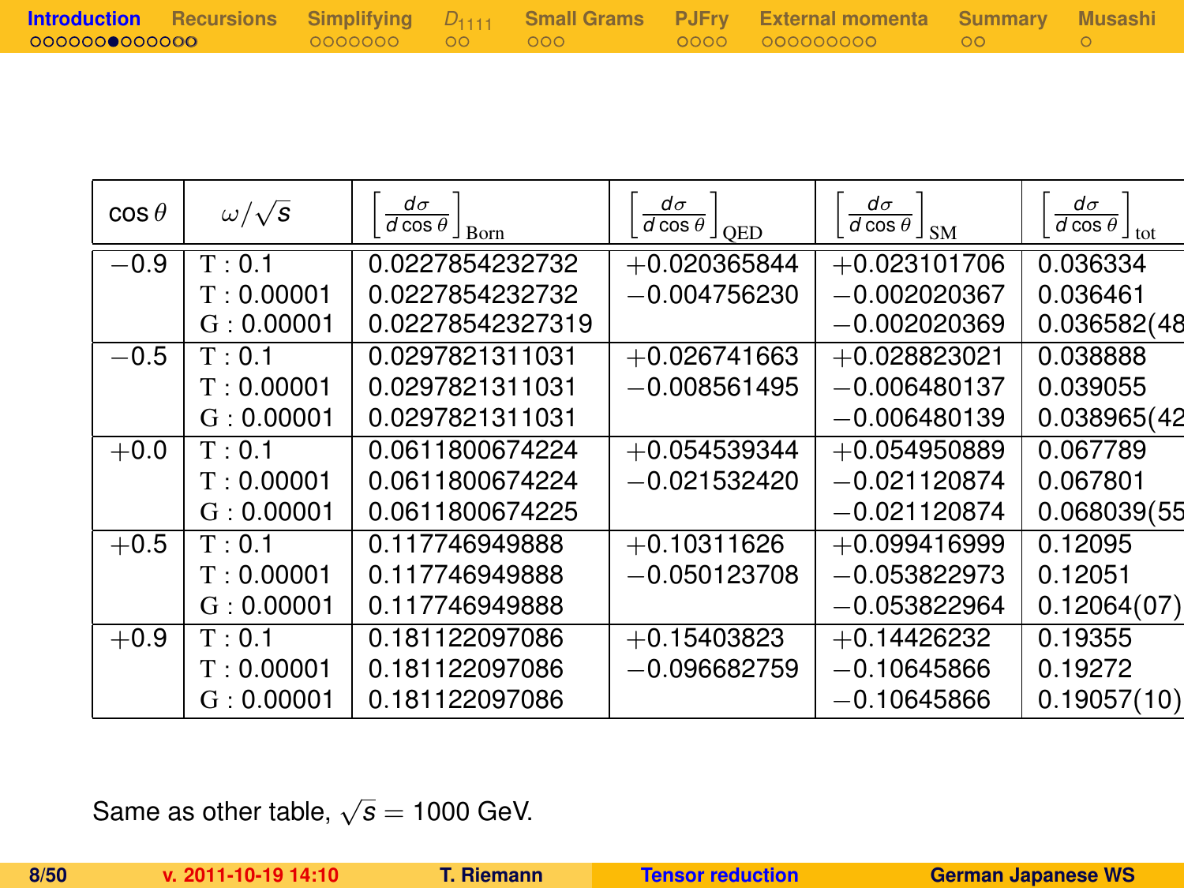| $\cos\theta$ | $\omega/\sqrt{s}$ | $\left[\frac{d\sigma}{d\cos\theta}\right]_{\rm Born}$ | $\left[\frac{d\sigma}{d\cos\theta}\right]_{\rm QED}$ | $\left[\frac{d\sigma}{d\cos\theta}\right]_{\rm SM}$ | $\left[\frac{d\sigma}{d\cos\theta}\right]_{\rm tot}$ |
|---|---|---|---|---|---|
| $-0.9$ | T : 0.1 | 0.0227854232732 | $+0.020365844$ | $+0.023101706$ | 0.036334 |
| | T : 0.00001 | 0.0227854232732 | $-0.004756230$ | $-0.002020367$ | 0.036461 |
| | G : 0.00001 | 0.02278542327319 | | $-0.002020369$ | 0.036582(48 |
| $-0.5$ | T : 0.1 | 0.0297821311031 | $+0.026741663$ | $+0.028823021$ | 0.038888 |
| | T : 0.00001 | 0.0297821311031 | $-0.008561495$ | $-0.006480137$ | 0.039055 |
| | G : 0.00001 | 0.0297821311031 | | $-0.006480139$ | 0.038965(42 |
| $+0.0$ | T : 0.1 | 0.0611800674224 | $+0.054539344$ | $+0.054950889$ | 0.067789 |
| | T : 0.00001 | 0.0611800674224 | $-0.021532420$ | $-0.021120874$ | 0.067801 |
| | G : 0.00001 | 0.0611800674225 | | $-0.021120874$ | 0.068039(55 |
| $+0.5$ | T : 0.1 | 0.117746949888 | $+0.10311626$ | $+0.099416999$ | 0.12095 |
| | T : 0.00001 | 0.117746949888 | $-0.050123708$ | $-0.053822973$ | 0.12051 |
| | G : 0.00001 | 0.117746949888 | | $-0.053822964$ | 0.12064(07) |
| $+0.9$ | T : 0.1 | 0.181122097086 | $+0.15403823$ | $+0.14426232$ | 0.19355 |
| | T : 0.00001 | 0.181122097086 | $-0.096682759$ | $-0.10645866$ | 0.19272 |
| | G : 0.00001 | 0.181122097086 | | $-0.10645866$ | 0.19057(10) |

Same as other table, $\sqrt{s} = 1000$ GeV.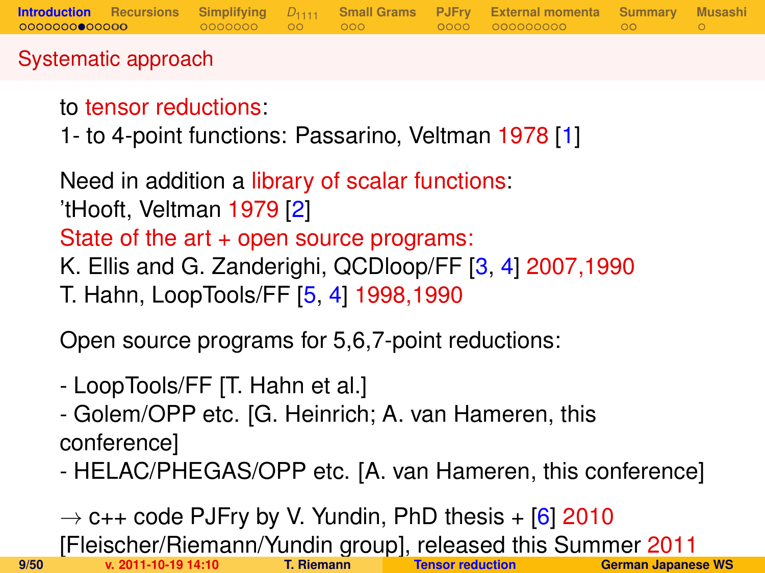## Systematic approach

to tensor reductions:
1- to 4-point functions: Passarino, Veltman 1978 [1]

Need in addition a library of scalar functions:
'tHooft, Veltman 1979 [2]
State of the art + open source programs:
K. Ellis and G. Zanderighi, QCDloop/FF [3, 4] 2007,1990
T. Hahn, LoopTools/FF [5, 4] 1998,1990

Open source programs for 5,6,7-point reductions:

- LoopTools/FF [T. Hahn et al.]
- Golem/OPP etc. [G. Heinrich; A. van Hameren, this conference]
- HELAC/PHEGAS/OPP etc. [A. van Hameren, this conference]

$\rightarrow$ c++ code PJFry by V. Yundin, PhD thesis + [6] 2010
[Fleischer/Riemann/Yundin group], released this Summer 2011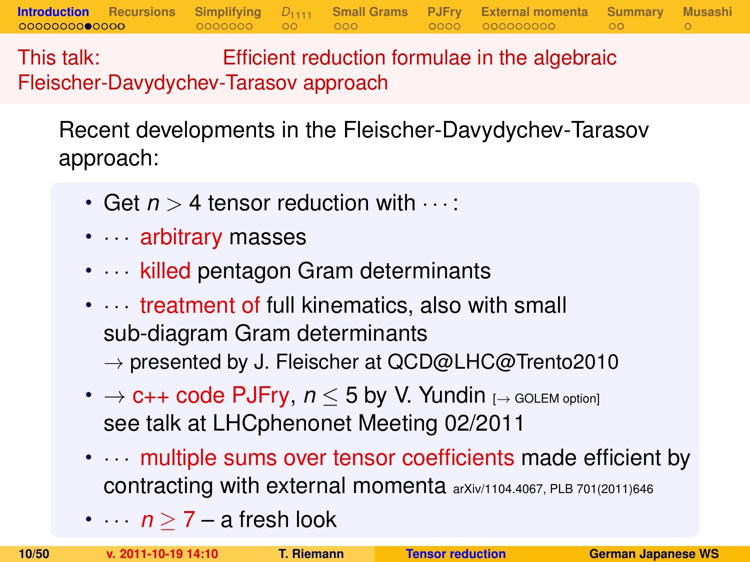## This talk: Efficient reduction formulae in the algebraic Fleischer-Davydychev-Tarasov approach

Recent developments in the Fleischer-Davydychev-Tarasov approach:

- Get $n > 4$ tensor reduction with $\cdots$:
- $\cdots$ arbitrary masses
- $\cdots$ killed pentagon Gram determinants
- $\cdots$ treatment of full kinematics, also with small sub-diagram Gram determinants
  $\rightarrow$ presented by J. Fleischer at QCD@LHC@Trento2010
- $\rightarrow$ c++ code PJFry, $n \leq 5$ by V. Yundin [$\rightarrow$ GOLEM option]
  see talk at LHCphenonet Meeting 02/2011
- $\cdots$ multiple sums over tensor coefficients made efficient by contracting with external momenta arXiv/1104.4067, PLB 701(2011)646
- $\cdots$ $n \geq 7$ – a fresh look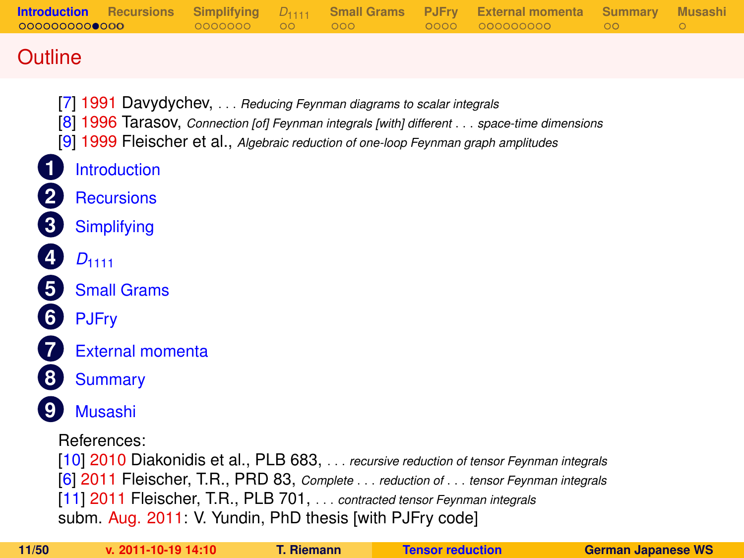# Outline

[7] 1991 Davydychev, . . . *Reducing Feynman diagrams to scalar integrals*
[8] 1996 Tarasov, *Connection [of] Feynman integrals [with] different . . . space-time dimensions*
[9] 1999 Fleischer et al., *Algebraic reduction of one-loop Feynman graph amplitudes*

1. Introduction
2. Recursions
3. Simplifying
4. $D_{1111}$
5. Small Grams
6. PJFry
7. External momenta
8. Summary
9. Musashi

References:
[10] 2010 Diakonidis et al., PLB 683, . . . *recursive reduction of tensor Feynman integrals*
[6] 2011 Fleischer, T.R., PRD 83, *Complete . . . reduction of . . . tensor Feynman integrals*
[11] 2011 Fleischer, T.R., PLB 701, . . . *contracted tensor Feynman integrals*
subm. Aug. 2011: V. Yundin, PhD thesis [with PJFry code]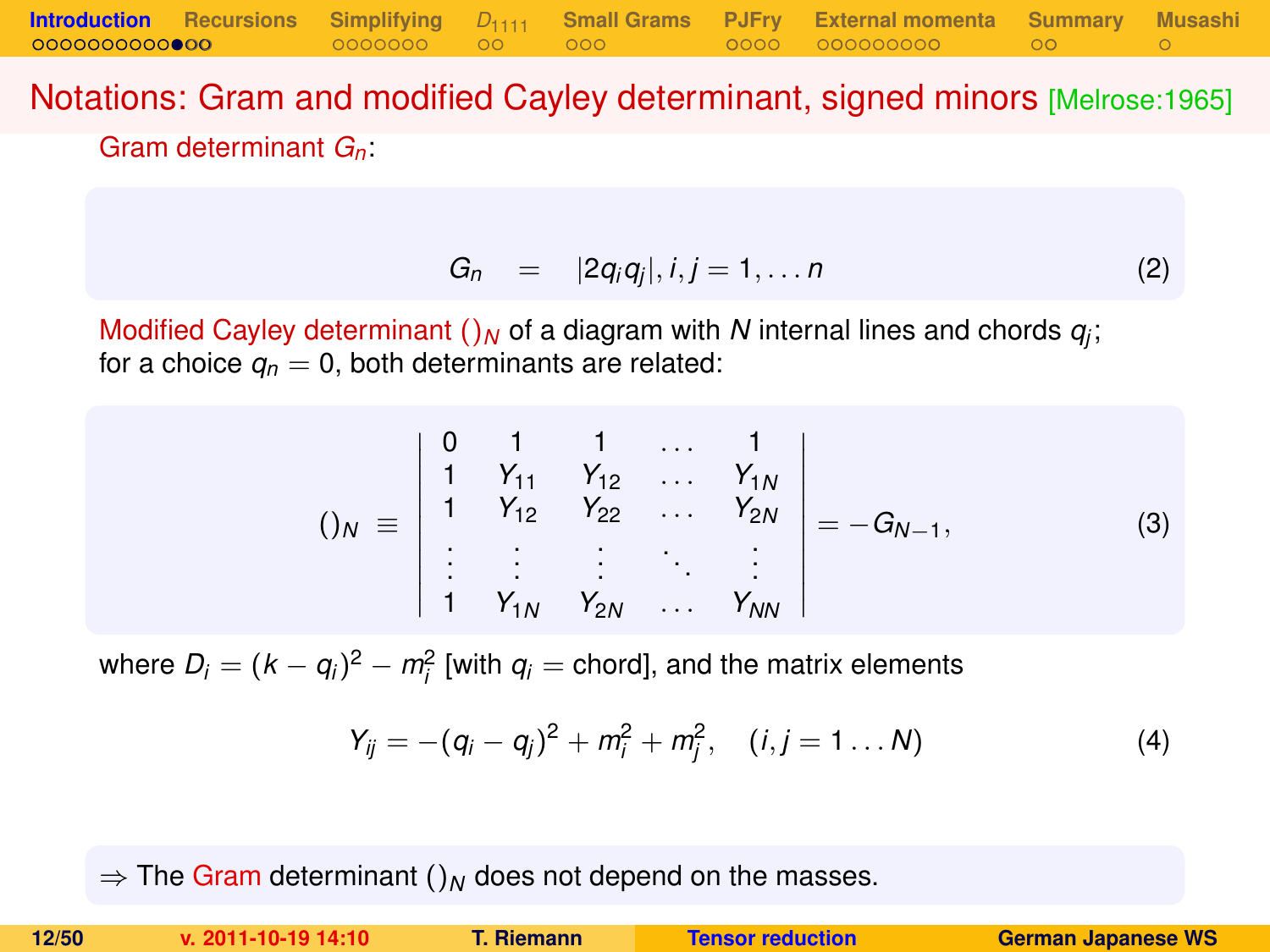## Notations: Gram and modified Cayley determinant, signed minors [Melrose:1965]

Gram determinant $G_n$:

$$G_n \quad = \quad |2q_i q_j|, i,j = 1, \dots n \tag{2}$$

Modified Cayley determinant $()_N$ of a diagram with $N$ internal lines and chords $q_j$; for a choice $q_n = 0$, both determinants are related:

$$()_N \equiv \begin{vmatrix} 0 & 1 & 1 & \dots & 1 \\ 1 & Y_{11} & Y_{12} & \dots & Y_{1N} \\ 1 & Y_{12} & Y_{22} & \dots & Y_{2N} \\ \vdots & \vdots & \vdots & \ddots & \vdots \\ 1 & Y_{1N} & Y_{2N} & \dots & Y_{NN} \end{vmatrix} = -G_{N-1}, \tag{3}$$

where $D_i = (k - q_i)^2 - m_i^2$ [with $q_i =$ chord], and the matrix elements

$$Y_{ij} = -(q_i - q_j)^2 + m_i^2 + m_j^2, \quad (i,j = 1 \dots N) \tag{4}$$

$\Rightarrow$ The Gram determinant $()_N$ does not depend on the masses.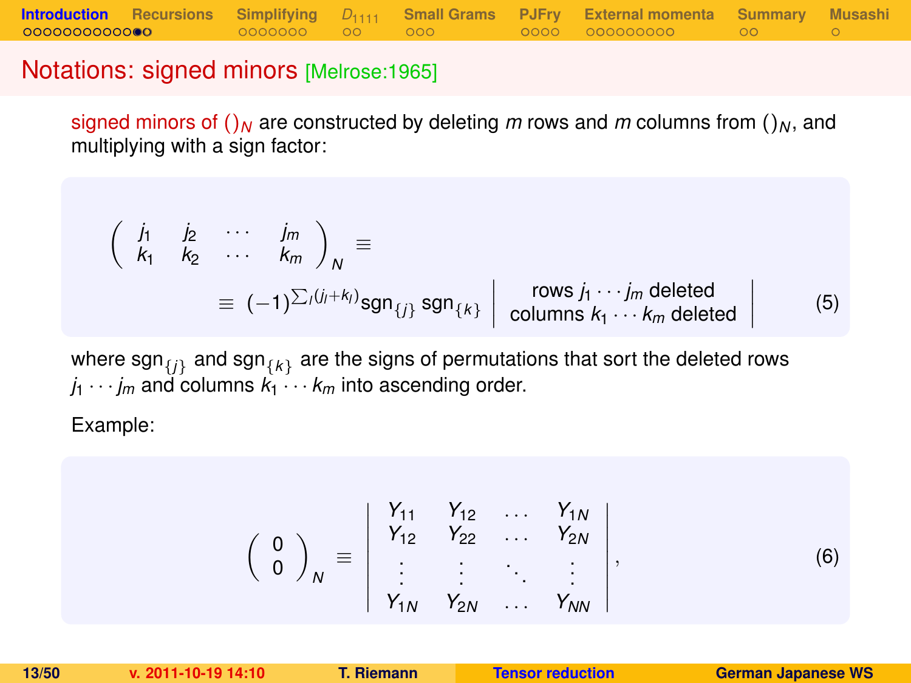## Notations: signed minors [Melrose:1965]

signed minors of $()_N$ are constructed by deleting $m$ rows and $m$ columns from $()_N$, and multiplying with a sign factor:

$$
\left(\begin{array}{cccc} j_1 & j_2 & \cdots & j_m \\ k_1 & k_2 & \cdots & k_m \end{array}\right)_N \equiv
$$

$$
\equiv (-1)^{\sum_l (j_l + k_l)} \mathrm{sgn}_{\{j\}} \, \mathrm{sgn}_{\{k\}} \left| \begin{array}{c} \text{rows } j_1 \cdots j_m \text{ deleted} \\ \text{columns } k_1 \cdots k_m \text{ deleted} \end{array} \right| \tag{5}
$$

where $\mathrm{sgn}_{\{j\}}$ and $\mathrm{sgn}_{\{k\}}$ are the signs of permutations that sort the deleted rows $j_1 \cdots j_m$ and columns $k_1 \cdots k_m$ into ascending order.

Example:

$$
\left(\begin{array}{c} 0 \\ 0 \end{array}\right)_N \equiv \left| \begin{array}{cccc} Y_{11} & Y_{12} & \ldots & Y_{1N} \\ Y_{12} & Y_{22} & \ldots & Y_{2N} \\ \vdots & \vdots & \ddots & \vdots \\ Y_{1N} & Y_{2N} & \ldots & Y_{NN} \end{array} \right|, \tag{6}
$$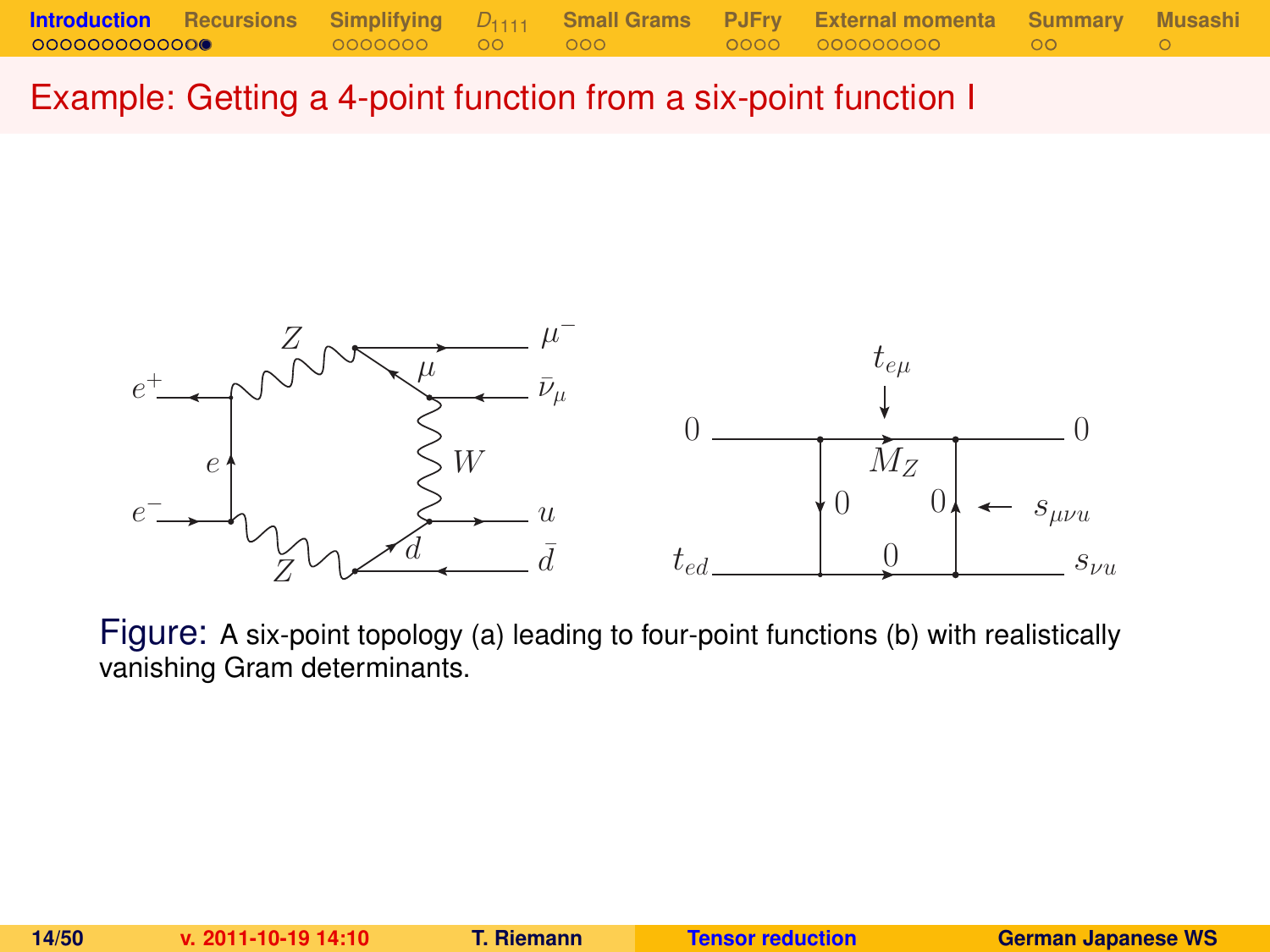## Example: Getting a 4-point function from a six-point function I

Figure: A six-point topology (a) leading to four-point functions (b) with realistically vanishing Gram determinants.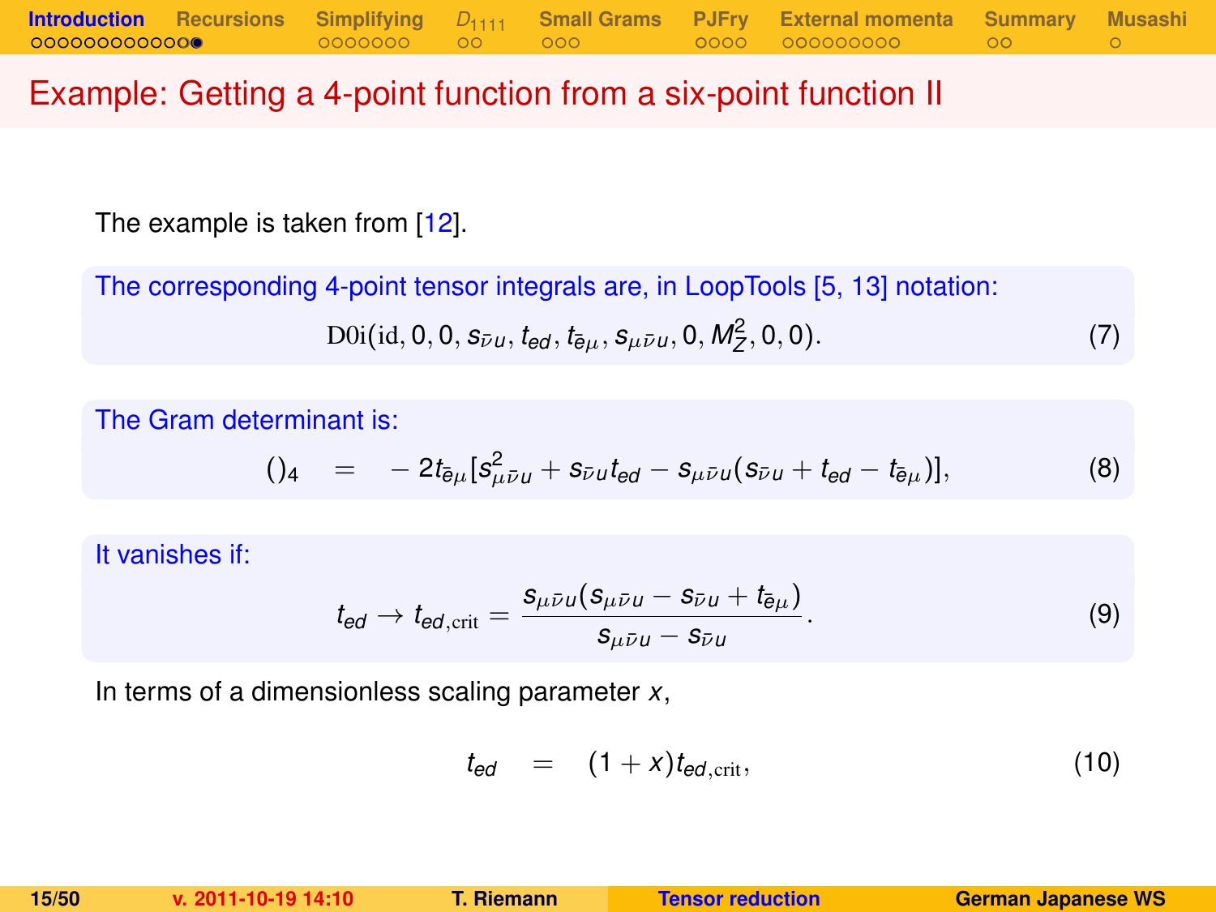## Example: Getting a 4-point function from a six-point function II

The example is taken from [12].

The corresponding 4-point tensor integrals are, in LoopTools [5, 13] notation:

$$\mathrm{D0i}(\mathrm{id}, 0, 0, s_{\bar{\nu}u}, t_{ed}, t_{\bar{e}\mu}, s_{\mu\bar{\nu}u}, 0, M_Z^2, 0, 0). \tag{7}$$

The Gram determinant is:

$$()_4 \quad = \quad -2t_{\bar{e}\mu}[s^2_{\mu\bar{\nu}u} + s_{\bar{\nu}u}t_{ed} - s_{\mu\bar{\nu}u}(s_{\bar{\nu}u} + t_{ed} - t_{\bar{e}\mu})], \tag{8}$$

It vanishes if:

$$t_{ed} \to t_{ed,\mathrm{crit}} = \frac{s_{\mu\bar{\nu}u}(s_{\mu\bar{\nu}u} - s_{\bar{\nu}u} + t_{\bar{e}\mu})}{s_{\mu\bar{\nu}u} - s_{\bar{\nu}u}}. \tag{9}$$

In terms of a dimensionless scaling parameter $x$,

$$t_{ed} \quad = \quad (1+x)t_{ed,\mathrm{crit}}, \tag{10}$$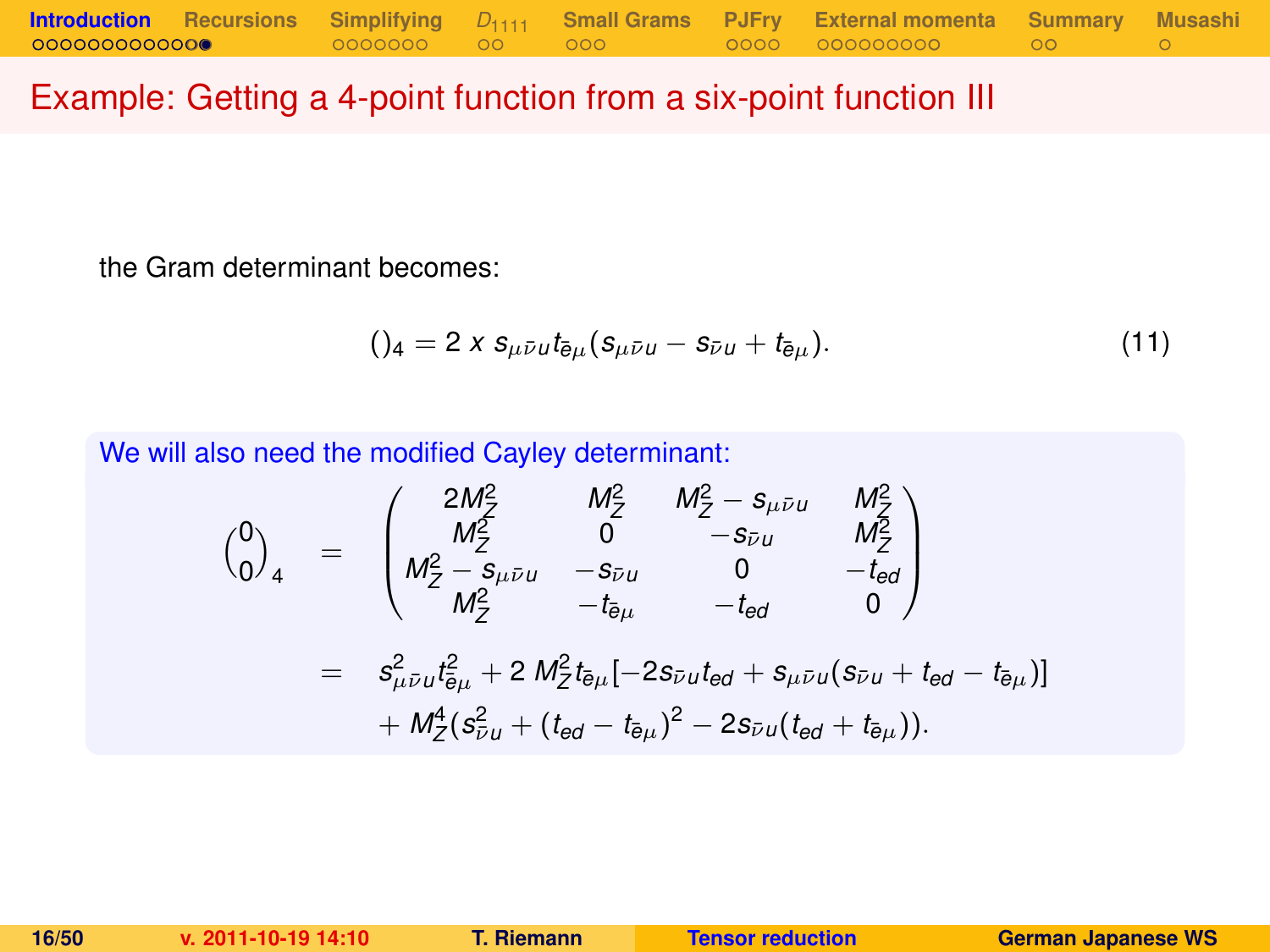## Example: Getting a 4-point function from a six-point function III

the Gram determinant becomes:

$$()_4 = 2\,x\, s_{\mu\bar{\nu}u} t_{\bar{e}\mu}(s_{\mu\bar{\nu}u} - s_{\bar{\nu}u} + t_{\bar{e}\mu}). \tag{11}$$

**We will also need the modified Cayley determinant:**

$$\begin{aligned}
\binom{0}{0}_4 &= \begin{pmatrix} 2M_Z^2 & M_Z^2 & M_Z^2 - s_{\mu\bar{\nu}u} & M_Z^2 \\ M_Z^2 & 0 & -s_{\bar{\nu}u} & M_Z^2 \\ M_Z^2 - s_{\mu\bar{\nu}u} & -s_{\bar{\nu}u} & 0 & -t_{ed} \\ M_Z^2 & -t_{\bar{e}\mu} & -t_{ed} & 0 \end{pmatrix} \\
&= s_{\mu\bar{\nu}u}^2 t_{\bar{e}\mu}^2 + 2\,M_Z^2 t_{\bar{e}\mu}[-2s_{\bar{\nu}u}t_{ed} + s_{\mu\bar{\nu}u}(s_{\bar{\nu}u} + t_{ed} - t_{\bar{e}\mu})] \\
&\quad + M_Z^4(s_{\bar{\nu}u}^2 + (t_{ed} - t_{\bar{e}\mu})^2 - 2s_{\bar{\nu}u}(t_{ed} + t_{\bar{e}\mu})).
\end{aligned}$$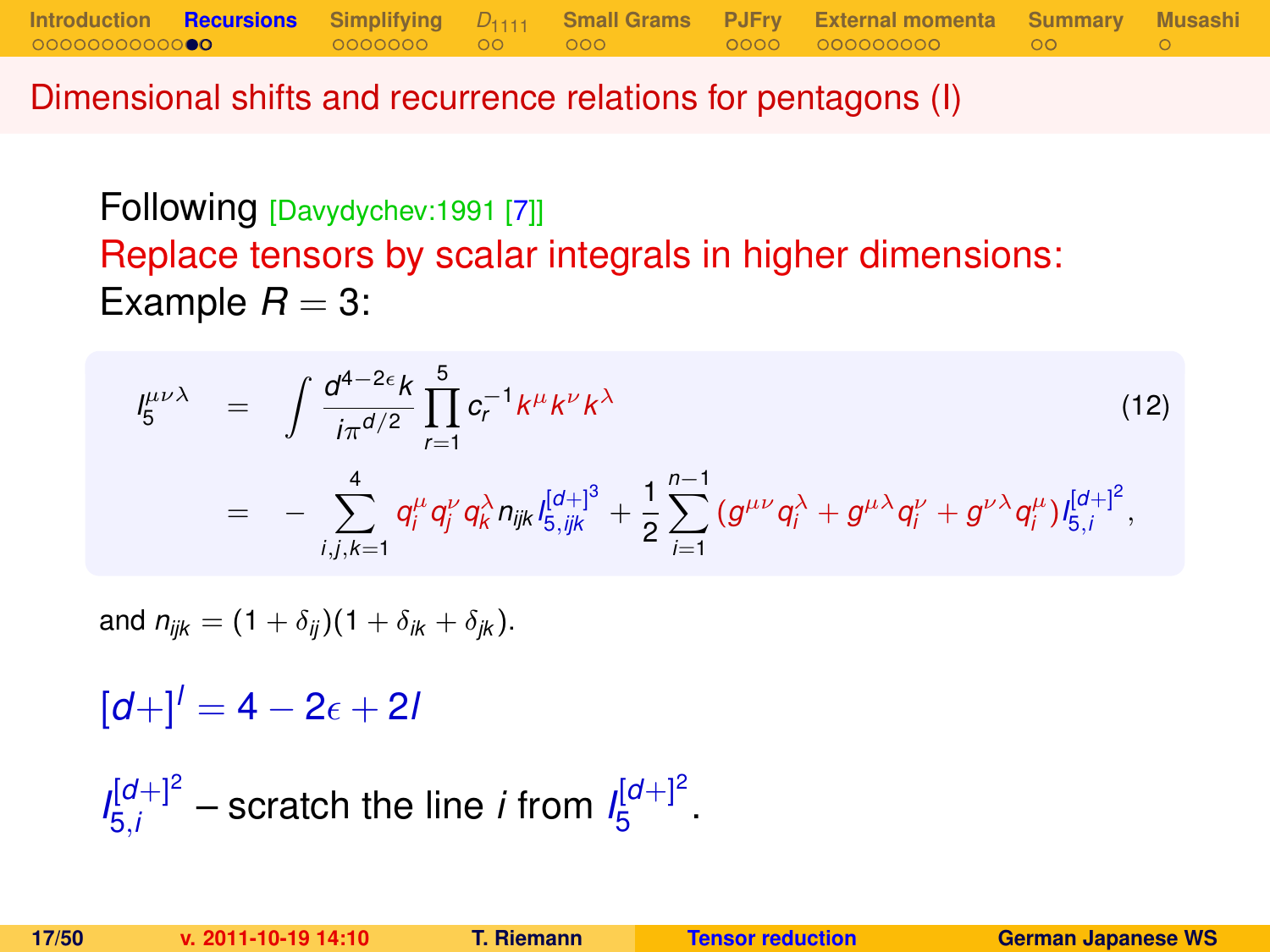## Dimensional shifts and recurrence relations for pentagons (I)

Following [Davydychev:1991 [7]]

Replace tensors by scalar integrals in higher dimensions:

Example $R = 3$:

$$
\begin{aligned}
I_5^{\mu\nu\lambda} &= \int \frac{d^{4-2\epsilon}k}{i\pi^{d/2}} \prod_{r=1}^{5} c_r^{-1} k^\mu k^\nu k^\lambda \\
&= - \sum_{i,j,k=1}^{4} q_i^\mu q_j^\nu q_k^\lambda n_{ijk} I_{5,ijk}^{[d+]^3} + \frac{1}{2} \sum_{i=1}^{n-1} (g^{\mu\nu} q_i^\lambda + g^{\mu\lambda} q_i^\nu + g^{\nu\lambda} q_i^\mu) I_{5,i}^{[d+]^2},
\end{aligned} \tag{12}
$$

and $n_{ijk} = (1 + \delta_{ij})(1 + \delta_{ik} + \delta_{jk})$.

$[d+]^l = 4 - 2\epsilon + 2l$

$I_{5,i}^{[d+]^2}$ – scratch the line $i$ from $I_5^{[d+]^2}$.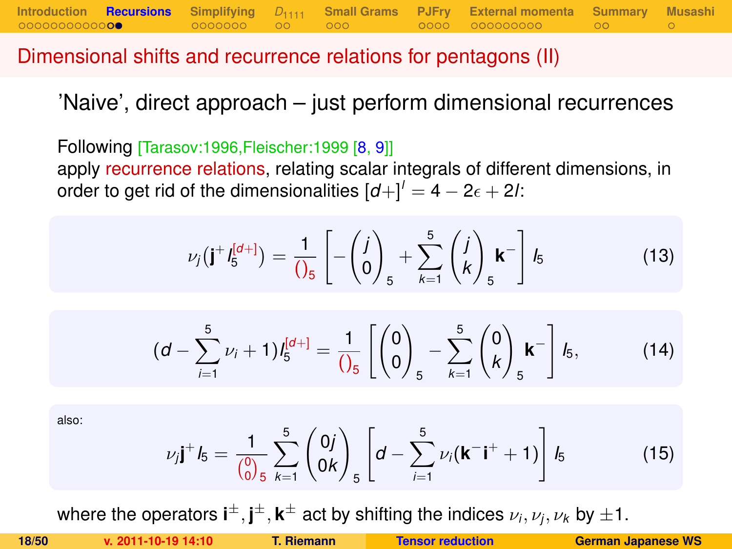## Dimensional shifts and recurrence relations for pentagons (II)

'Naive', direct approach – just perform dimensional recurrences

Following [Tarasov:1996,Fleischer:1999 [8, 9]]
apply recurrence relations, relating scalar integrals of different dimensions, in order to get rid of the dimensionalities $[d+]^l = 4 - 2\epsilon + 2l$:

$$\nu_j(\mathbf{j}^+ I_5^{[d+]}) = \frac{1}{()_5}\left[-\begin{pmatrix} j \\ 0 \end{pmatrix}_5 + \sum_{k=1}^{5}\begin{pmatrix} j \\ k \end{pmatrix}_5 \mathbf{k}^-\right] I_5 \tag{13}$$

$$(d - \sum_{i=1}^{5}\nu_i + 1)I_5^{[d+]} = \frac{1}{()_5}\left[\begin{pmatrix} 0 \\ 0 \end{pmatrix}_5 - \sum_{k=1}^{5}\begin{pmatrix} 0 \\ k \end{pmatrix}_5 \mathbf{k}^-\right] I_5, \tag{14}$$

also:

$$\nu_j \mathbf{j}^+ I_5 = \frac{1}{\binom{0}{0}_5}\sum_{k=1}^{5}\begin{pmatrix} 0j \\ 0k \end{pmatrix}_5 \left[d - \sum_{i=1}^{5}\nu_i(\mathbf{k}^-\mathbf{i}^+ + 1)\right] I_5 \tag{15}$$

where the operators $\mathbf{i}^{\pm}, \mathbf{j}^{\pm}, \mathbf{k}^{\pm}$ act by shifting the indices $\nu_i, \nu_j, \nu_k$ by $\pm 1$.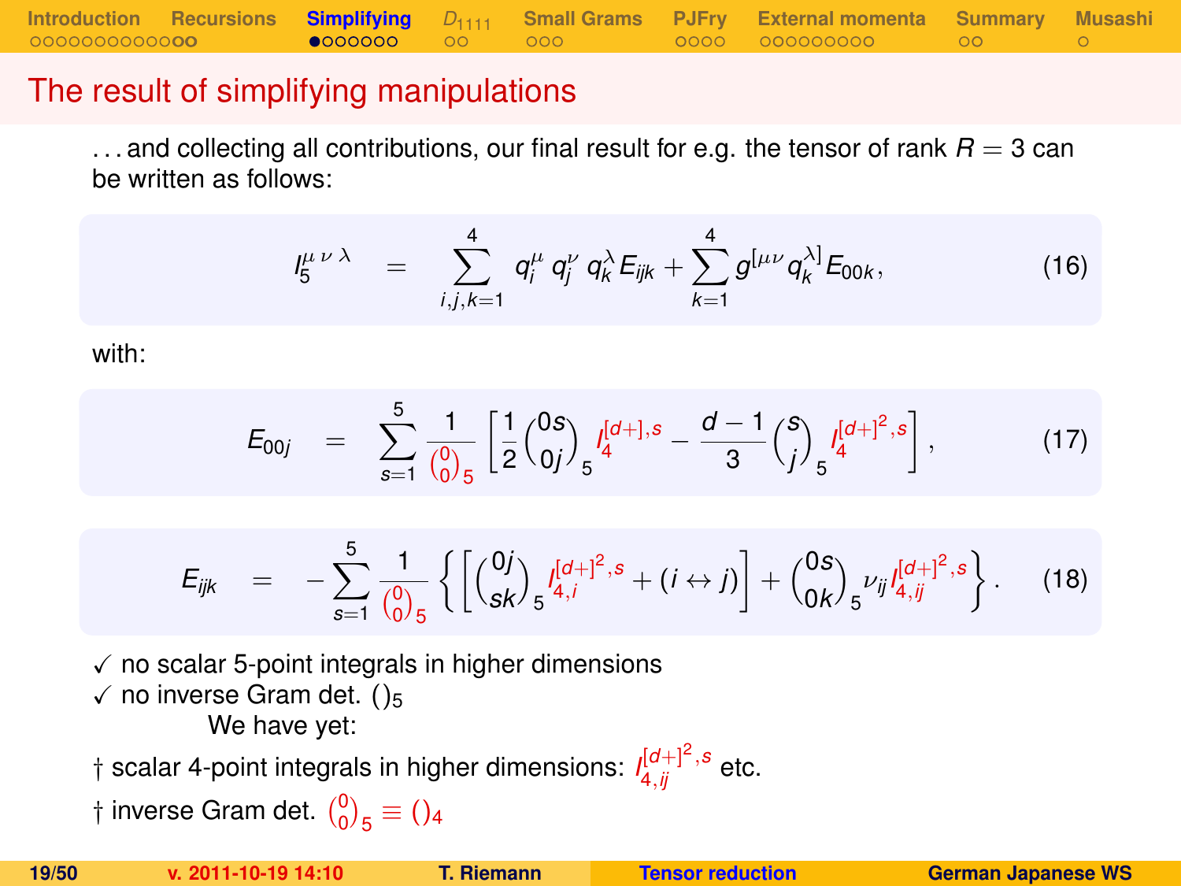## The result of simplifying manipulations

. . . and collecting all contributions, our final result for e.g. the tensor of rank $R = 3$ can be written as follows:

$$I_5^{\mu\,\nu\,\lambda} \quad = \quad \sum_{i,j,k=1}^{4} q_i^{\mu}\, q_j^{\nu}\, q_k^{\lambda}\, E_{ijk} + \sum_{k=1}^{4} g^{[\mu\nu}\, q_k^{\lambda]}\, E_{00k}, \tag{16}$$

with:

$$E_{00j} \quad = \quad \sum_{s=1}^{5} \frac{1}{\binom{0}{0}_5} \left[ \frac{1}{2} \binom{0s}{0j}_5 I_4^{[d+],s} - \frac{d-1}{3} \binom{s}{j}_5 I_4^{[d+]^2,s} \right], \tag{17}$$

$$E_{ijk} \quad = \quad -\sum_{s=1}^{5} \frac{1}{\binom{0}{0}_5} \left\{ \left[ \binom{0j}{sk}_5 I_{4,i}^{[d+]^2,s} + (i \leftrightarrow j) \right] + \binom{0s}{0k}_5 \nu_{ij} I_{4,ij}^{[d+]^2,s} \right\}. \tag{18}$$

✓ no scalar 5-point integrals in higher dimensions
✓ no inverse Gram det. $()_5$

We have yet:

† scalar 4-point integrals in higher dimensions: $I_{4,ij}^{[d+]^2,s}$ etc.

† inverse Gram det. $\binom{0}{0}_5 \equiv ()_4$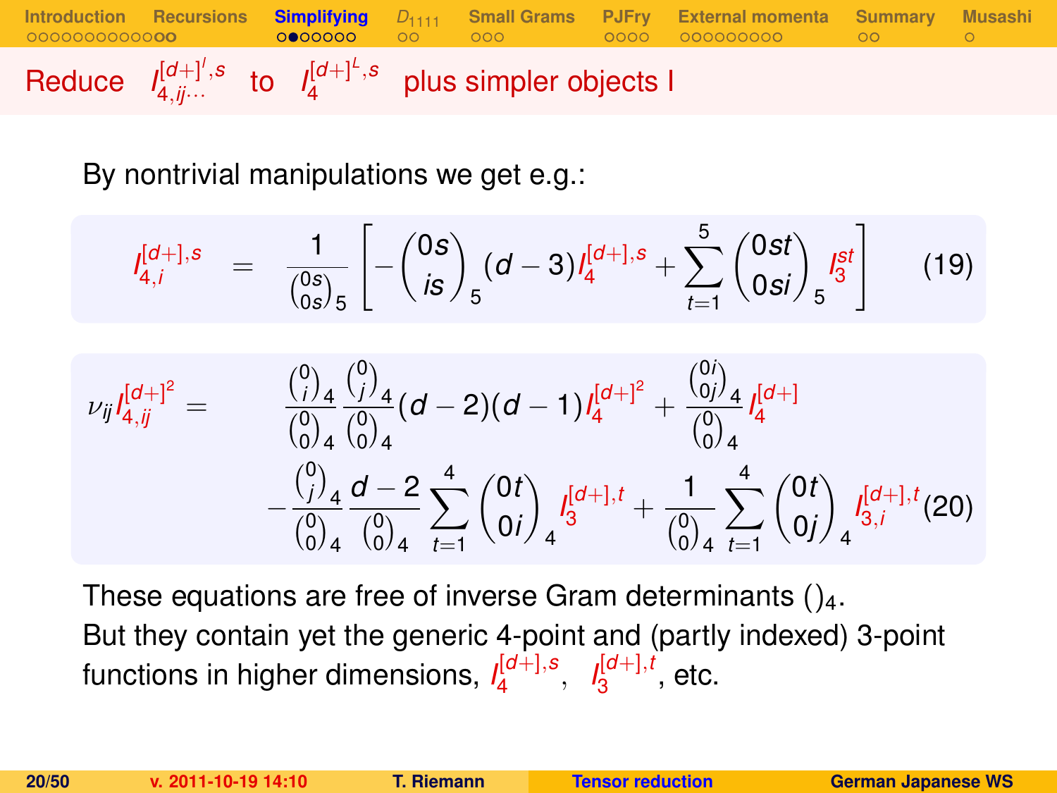## Reduce $I_{4,ij\cdots}^{[d+]^l,s}$ to $I_4^{[d+]^L,s}$ plus simpler objects I

By nontrivial manipulations we get e.g.:

$$I_{4,i}^{[d+],s} = \frac{1}{\binom{0s}{0s}_5} \left[ -\binom{0s}{is}_5 (d-3) I_4^{[d+],s} + \sum_{t=1}^{5} \binom{0st}{0si}_5 I_3^{st} \right] \quad (19)$$

$$\begin{aligned}
\nu_{ij} I_{4,ij}^{[d+]^2} = \quad & \frac{\binom{0}{i}_4}{\binom{0}{0}_4} \frac{\binom{0}{j}_4}{\binom{0}{0}_4} (d-2)(d-1) I_4^{[d+]^2} + \frac{\binom{0i}{0j}_4}{\binom{0}{0}_4} I_4^{[d+]} \\
& - \frac{\binom{0}{j}_4}{\binom{0}{0}_4} \frac{d-2}{\binom{0}{0}_4} \sum_{t=1}^{4} \binom{0t}{0i}_4 I_3^{[d+],t} + \frac{1}{\binom{0}{0}_4} \sum_{t=1}^{4} \binom{0t}{0j}_4 I_{3,i}^{[d+],t} \quad (20)
\end{aligned}$$

These equations are free of inverse Gram determinants $()_4$.
But they contain yet the generic 4-point and (partly indexed) 3-point functions in higher dimensions, $I_4^{[d+],s}$, $I_3^{[d+],t}$, etc.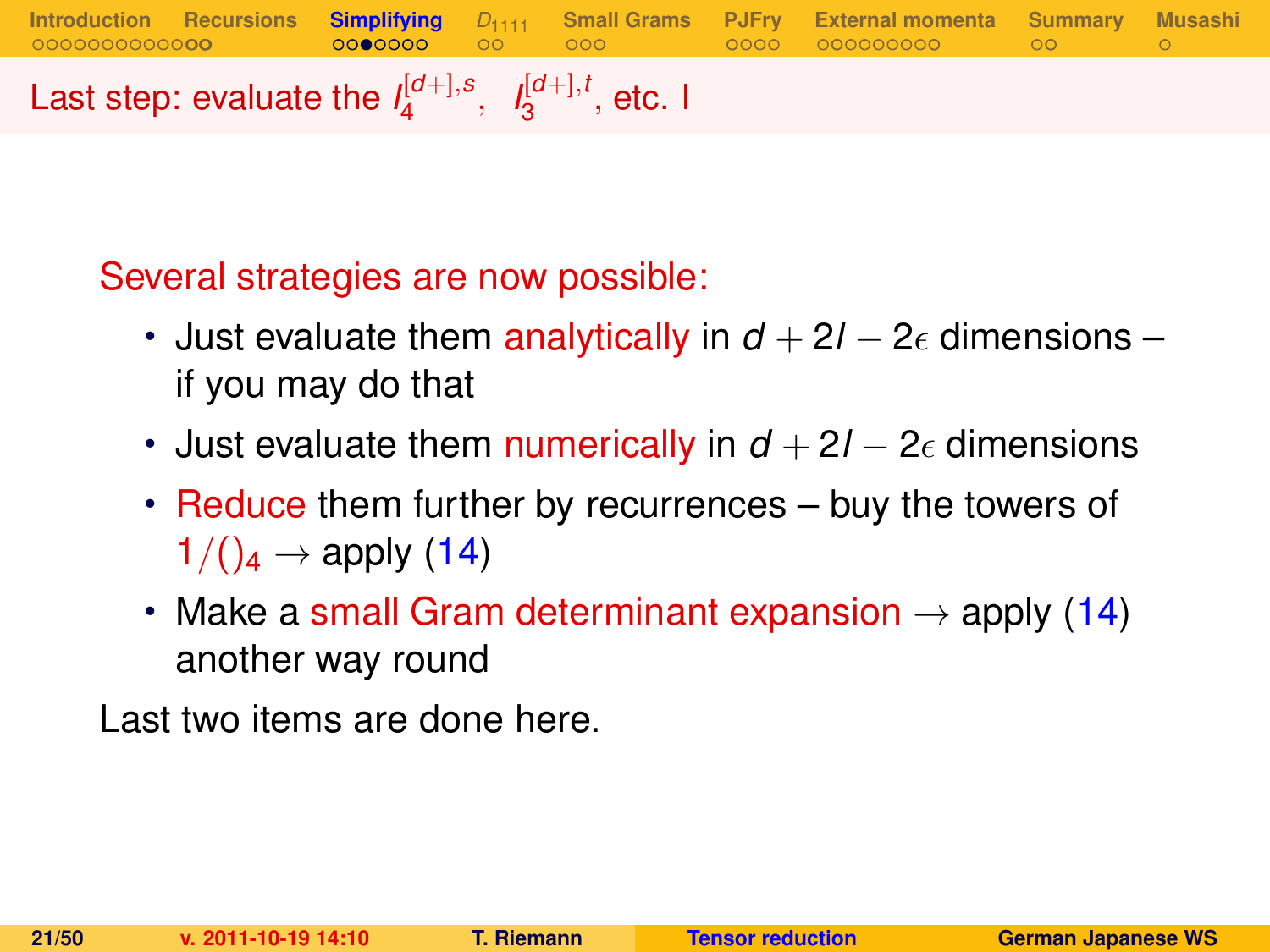## Last step: evaluate the $I_4^{[d+],s}$, $I_3^{[d+],t}$, etc. I

Several strategies are now possible:

- Just evaluate them analytically in $d + 2l - 2\epsilon$ dimensions – if you may do that
- Just evaluate them numerically in $d + 2l - 2\epsilon$ dimensions
- Reduce them further by recurrences – buy the towers of $1/()_4$ → apply (14)
- Make a small Gram determinant expansion → apply (14) another way round

Last two items are done here.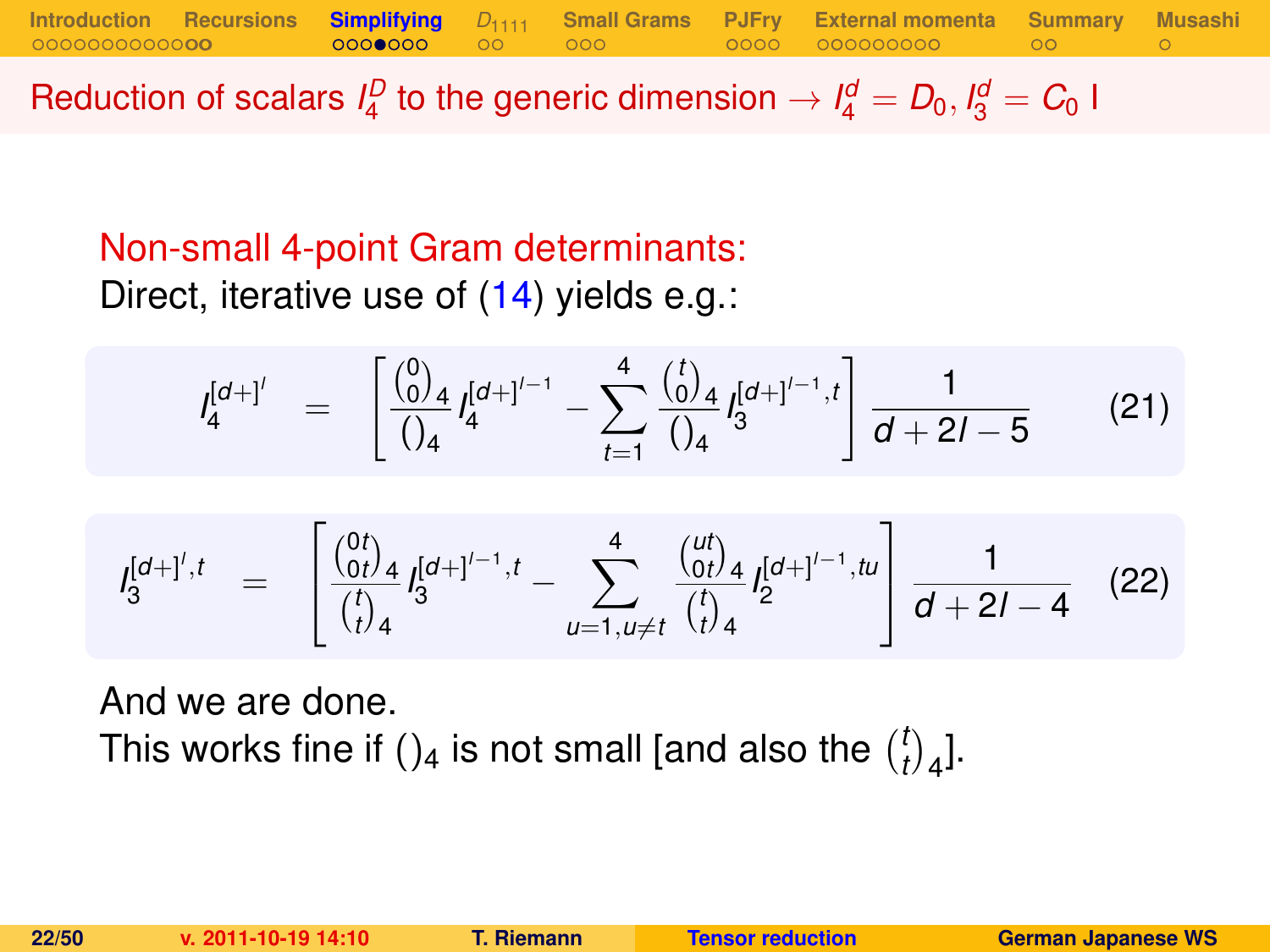## Reduction of scalars $I_4^D$ to the generic dimension $\rightarrow I_4^d = D_0, I_3^d = C_0$ I

**Non-small 4-point Gram determinants:**

Direct, iterative use of (14) yields e.g.:

$$I_4^{[d+]^l} = \left[ \frac{\binom{0}{0}_4}{()_4} I_4^{[d+]^{l-1}} - \sum_{t=1}^{4} \frac{\binom{t}{0}_4}{()_4} I_3^{[d+]^{l-1},t} \right] \frac{1}{d+2l-5} \qquad (21)$$

$$I_3^{[d+]^l,t} = \left[ \frac{\binom{0t}{0t}_4}{\binom{t}{t}_4} I_3^{[d+]^{l-1},t} - \sum_{u=1,u\neq t}^{4} \frac{\binom{ut}{0t}_4}{\binom{t}{t}_4} I_2^{[d+]^{l-1},tu} \right] \frac{1}{d+2l-4} \qquad (22)$$

And we are done.
This works fine if $()_4$ is not small [and also the $\binom{t}{t}_4$].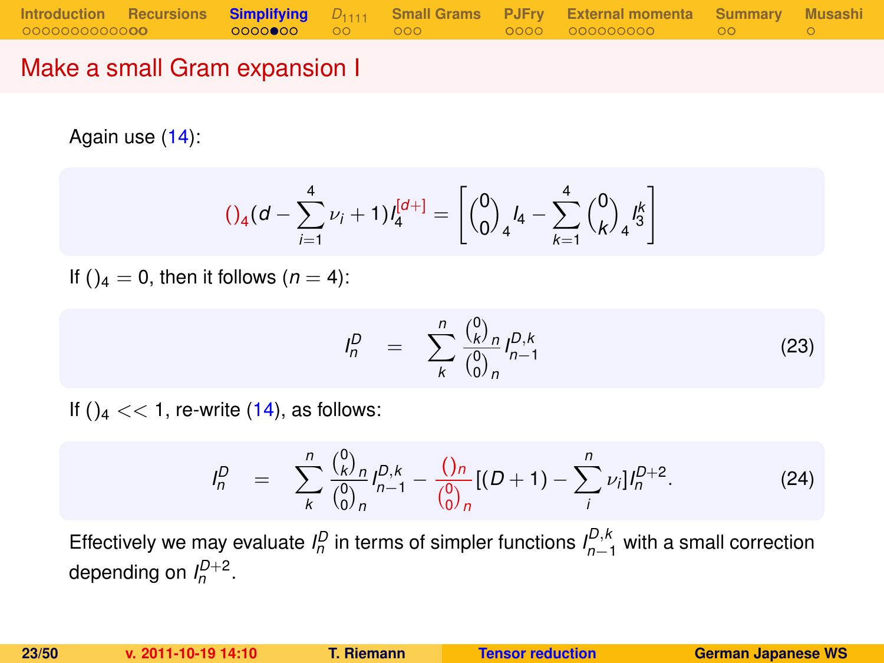# Make a small Gram expansion I

Again use (14):

$$()_4 (d - \sum_{i=1}^{4} \nu_i + 1) I_4^{[d+]} = \left[ \binom{0}{0}_4 I_4 - \sum_{k=1}^{4} \binom{0}{k}_4 I_3^k \right]$$

If $()_4 = 0$, then it follows ($n = 4$):

$$I_n^D = \sum_k^n \frac{\binom{0}{k}_n}{\binom{0}{0}_n} I_{n-1}^{D,k} \tag{23}$$

If $()_4 << 1$, re-write (14), as follows:

$$I_n^D = \sum_k^n \frac{\binom{0}{k}_n}{\binom{0}{0}_n} I_{n-1}^{D,k} - \frac{()_n}{\binom{0}{0}_n} [(D+1) - \sum_i^n \nu_i] I_n^{D+2}. \tag{24}$$

Effectively we may evaluate $I_n^D$ in terms of simpler functions $I_{n-1}^{D,k}$ with a small correction depending on $I_n^{D+2}$.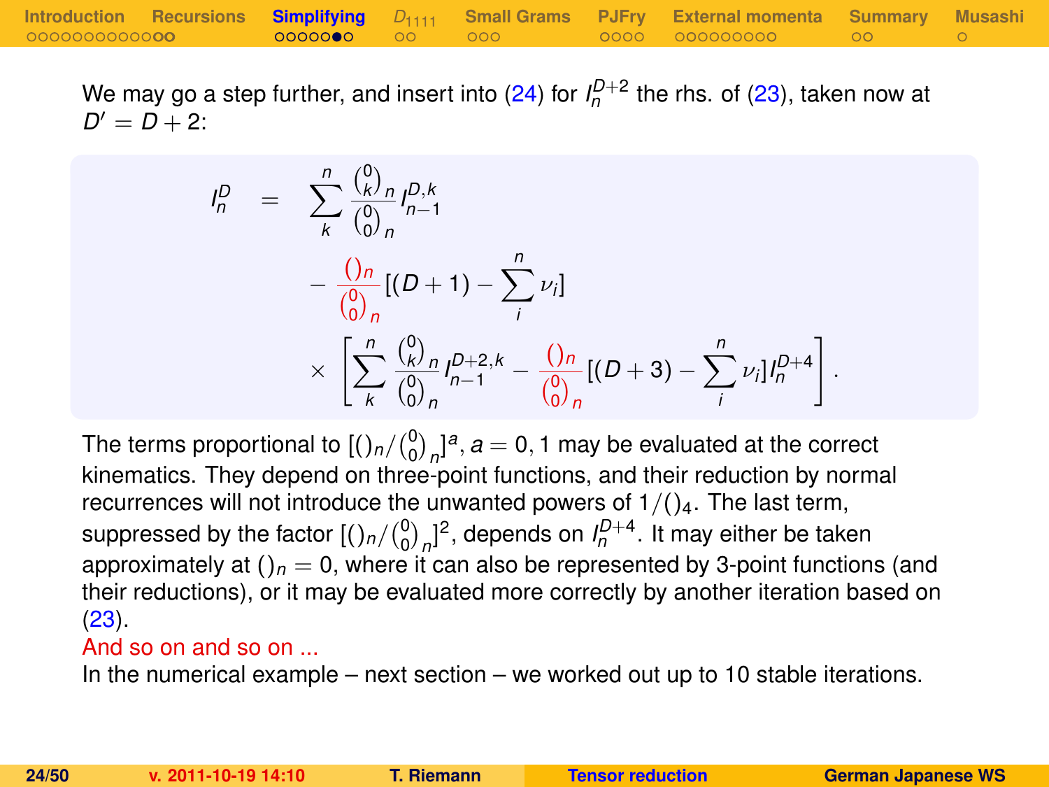We may go a step further, and insert into (24) for $I_n^{D+2}$ the rhs. of (23), taken now at $D' = D + 2$:

$$
\begin{aligned}
I_n^D &= \sum_k^n \frac{\binom{0}{k}_n}{\binom{0}{0}_n} I_{n-1}^{D,k} \\
&\quad - \frac{()_n}{\binom{0}{0}_n} [(D+1) - \sum_i^n \nu_i] \\
&\quad \times \left[ \sum_k^n \frac{\binom{0}{k}_n}{\binom{0}{0}_n} I_{n-1}^{D+2,k} - \frac{()_n}{\binom{0}{0}_n} [(D+3) - \sum_i^n \nu_i] I_n^{D+4} \right].
\end{aligned}
$$

The terms proportional to $[()_n/\binom{0}{0}_n]^a, a = 0, 1$ may be evaluated at the correct kinematics. They depend on three-point functions, and their reduction by normal recurrences will not introduce the unwanted powers of $1/()_4$. The last term, suppressed by the factor $[()_n/\binom{0}{0}_n]^2$, depends on $I_n^{D+4}$. It may either be taken approximately at $()_n = 0$, where it can also be represented by 3-point functions (and their reductions), or it may be evaluated more correctly by another iteration based on (23).

And so on and so on ...

In the numerical example – next section – we worked out up to 10 stable iterations.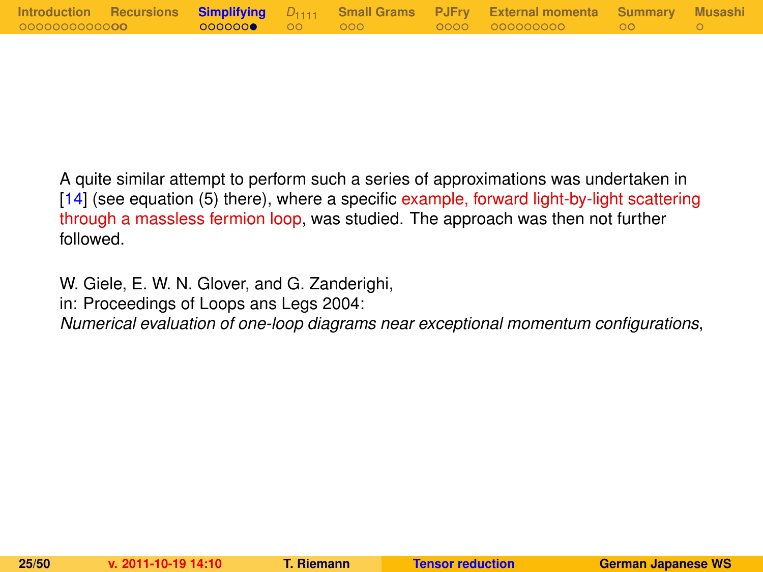A quite similar attempt to perform such a series of approximations was undertaken in [14] (see equation (5) there), where a specific example, forward light-by-light scattering through a massless fermion loop, was studied. The approach was then not further followed.

W. Giele, E. W. N. Glover, and G. Zanderighi,
in: Proceedings of Loops ans Legs 2004:
*Numerical evaluation of one-loop diagrams near exceptional momentum configurations*,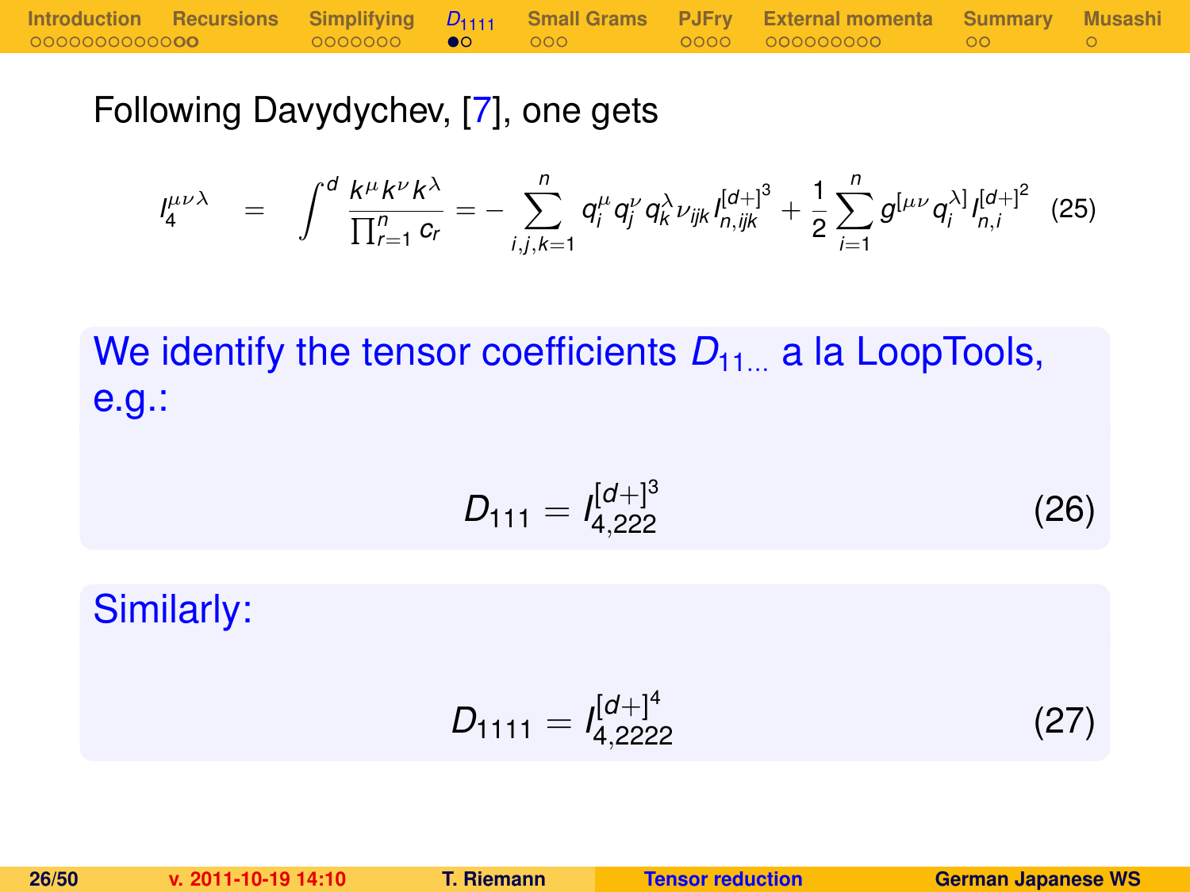Following Davydychev, [7], one gets

$$I_4^{\mu\nu\lambda} = \int^d \frac{k^\mu k^\nu k^\lambda}{\prod_{r=1}^n c_r} = -\sum_{i,j,k=1}^n q_i^\mu q_j^\nu q_k^\lambda \nu_{ijk} I_{n,ijk}^{[d+]^3} + \frac{1}{2}\sum_{i=1}^n g^{[\mu\nu} q_i^{\lambda]} I_{n,i}^{[d+]^2} \quad (25)$$

We identify the tensor coefficients $D_{11\ldots}$ a la LoopTools, e.g.:

$$D_{111} = I_{4,222}^{[d+]^3} \quad (26)$$

Similarly:

$$D_{1111} = I_{4,2222}^{[d+]^4} \quad (27)$$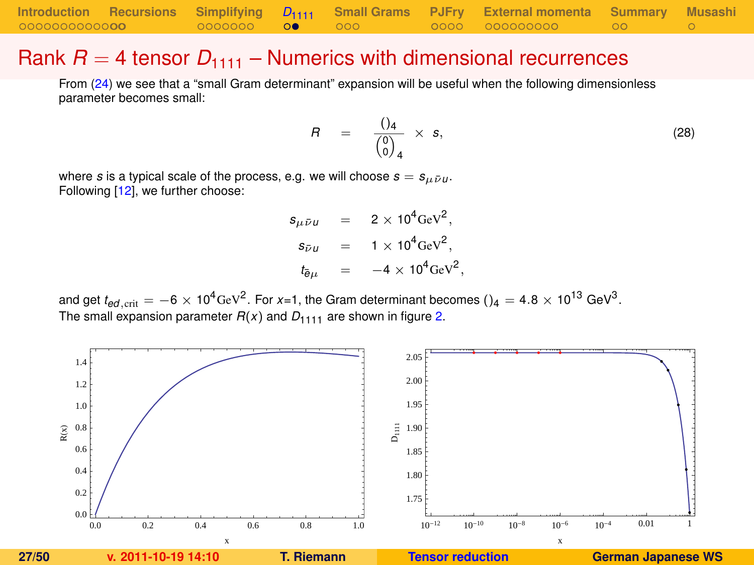# Rank $R = 4$ tensor $D_{1111}$ – Numerics with dimensional recurrences

From (24) we see that a "small Gram determinant" expansion will be useful when the following dimensionless parameter becomes small:

$$R = \frac{()_4}{\binom{0}{0}_4} \times s, \tag{28}$$

where $s$ is a typical scale of the process, e.g. we will choose $s = s_{\mu\bar{\nu}u}$.
Following [12], we further choose:

$$\begin{aligned}
s_{\mu\bar{\nu}u} &= 2 \times 10^4 \mathrm{GeV}^2, \\
s_{\bar{\nu}u} &= 1 \times 10^4 \mathrm{GeV}^2, \\
t_{\bar{e}\mu} &= -4 \times 10^4 \mathrm{GeV}^2,
\end{aligned}$$

and get $t_{ed,\mathrm{crit}} = -6 \times 10^4 \mathrm{GeV}^2$. For $x$=1, the Gram determinant becomes $()_4 = 4.8 \times 10^{13}$ GeV$^3$.
The small expansion parameter $R(x)$ and $D_{1111}$ are shown in figure 2.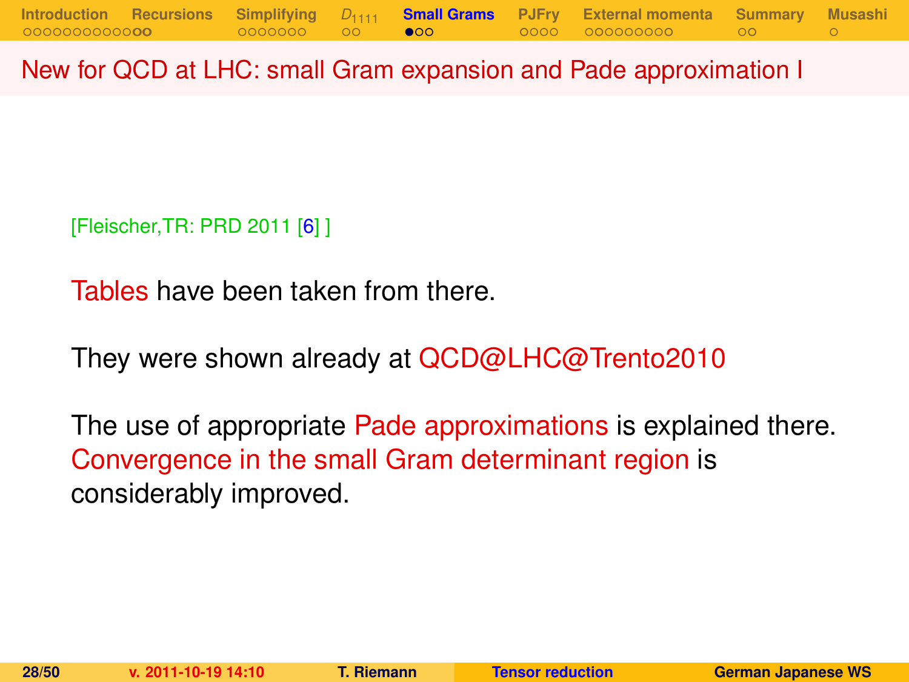# New for QCD at LHC: small Gram expansion and Pade approximation I

[Fleischer,TR: PRD 2011 [6] ]

Tables have been taken from there.

They were shown already at QCD@LHC@Trento2010

The use of appropriate Pade approximations is explained there. Convergence in the small Gram determinant region is considerably improved.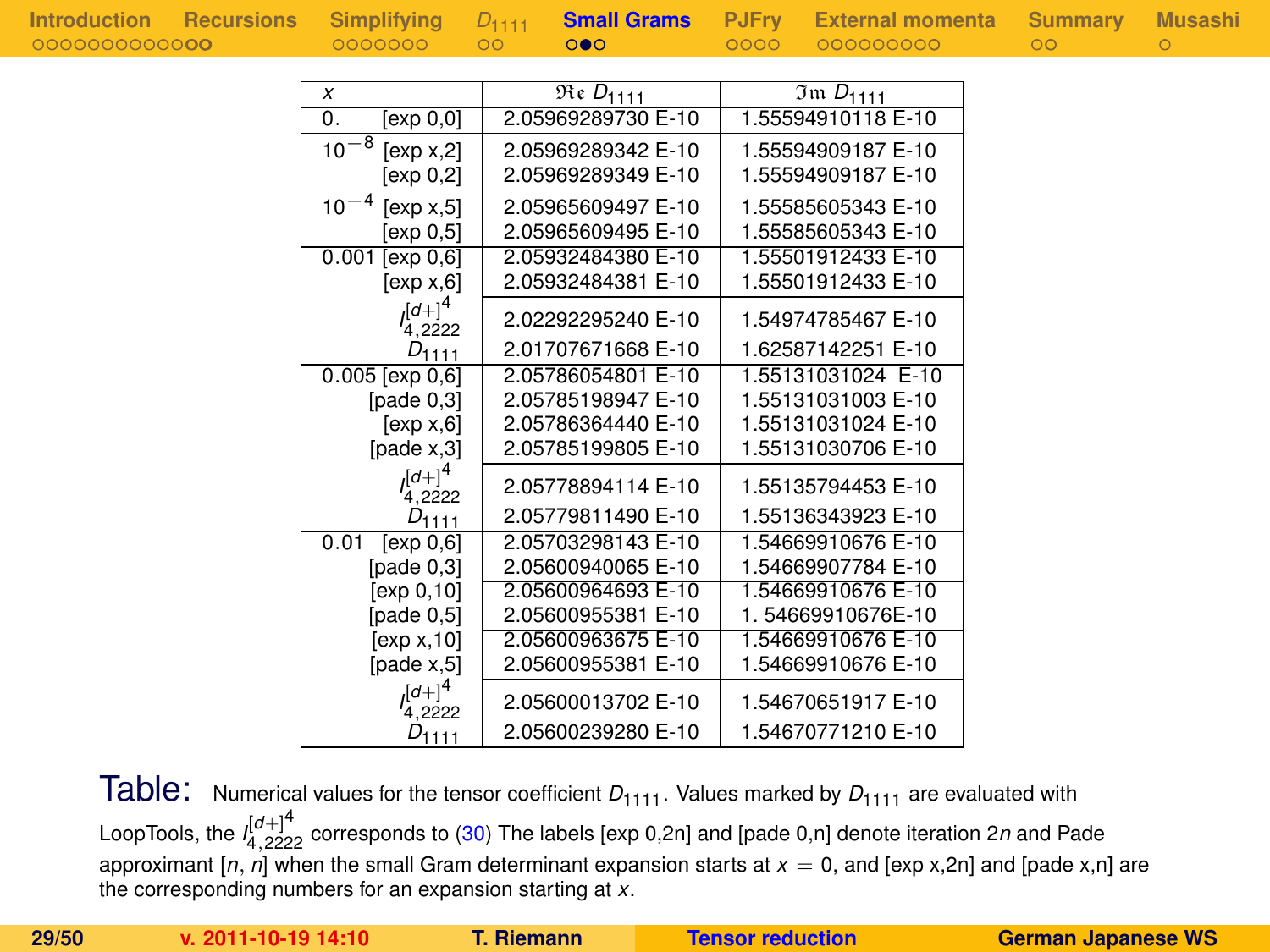| $x$ | | $\Re e\, D_{1111}$ | $\Im m\, D_{1111}$ |
|---|---|---|---|
| 0. | [exp 0,0] | 2.05969289730 E-10 | 1.55594910118 E-10 |
| $10^{-8}$ | [exp x,2] | 2.05969289342 E-10 | 1.55594909187 E-10 |
| | [exp 0,2] | 2.05969289349 E-10 | 1.55594909187 E-10 |
| $10^{-4}$ | [exp x,5] | 2.05965609497 E-10 | 1.55585605343 E-10 |
| | [exp 0,5] | 2.05965609495 E-10 | 1.55585605343 E-10 |
| 0.001 | [exp 0,6] | 2.05932484380 E-10 | 1.55501912433 E-10 |
| | [exp x,6] | 2.05932484381 E-10 | 1.55501912433 E-10 |
| | $I_{4,2222}^{[d+]^4}$ | 2.02292295240 E-10 | 1.54974785467 E-10 |
| | $D_{1111}$ | 2.01707671668 E-10 | 1.62587142251 E-10 |
| 0.005 | [exp 0,6] | 2.05786054801 E-10 | 1.55131031024 E-10 |
| | [pade 0,3] | 2.05785198947 E-10 | 1.55131031003 E-10 |
| | [exp x,6] | 2.05786364440 E-10 | 1.55131031024 E-10 |
| | [pade x,3] | 2.05785199805 E-10 | 1.55131030706 E-10 |
| | $I_{4,2222}^{[d+]^4}$ | 2.05778894114 E-10 | 1.55135794453 E-10 |
| | $D_{1111}$ | 2.05779811490 E-10 | 1.55136343923 E-10 |
| 0.01 | [exp 0,6] | 2.05703298143 E-10 | 1.54669910676 E-10 |
| | [pade 0,3] | 2.05600940065 E-10 | 1.54669907784 E-10 |
| | [exp 0,10] | 2.05600964693 E-10 | 1.54669910676 E-10 |
| | [pade 0,5] | 2.05600955381 E-10 | 1. 54669910676E-10 |
| | [exp x,10] | 2.05600963675 E-10 | 1.54669910676 E-10 |
| | [pade x,5] | 2.05600955381 E-10 | 1.54669910676 E-10 |
| | $I_{4,2222}^{[d+]^4}$ | 2.05600013702 E-10 | 1.54670651917 E-10 |
| | $D_{1111}$ | 2.05600239280 E-10 | 1.54670771210 E-10 |

Table: Numerical values for the tensor coefficient $D_{1111}$. Values marked by $D_{1111}$ are evaluated with LoopTools, the $I_{4,2222}^{[d+]^4}$ corresponds to (30) The labels [exp 0,2n] and [pade 0,n] denote iteration $2n$ and Pade approximant $[n, n]$ when the small Gram determinant expansion starts at $x = 0$, and [exp x,2n] and [pade x,n] are the corresponding numbers for an expansion starting at $x$.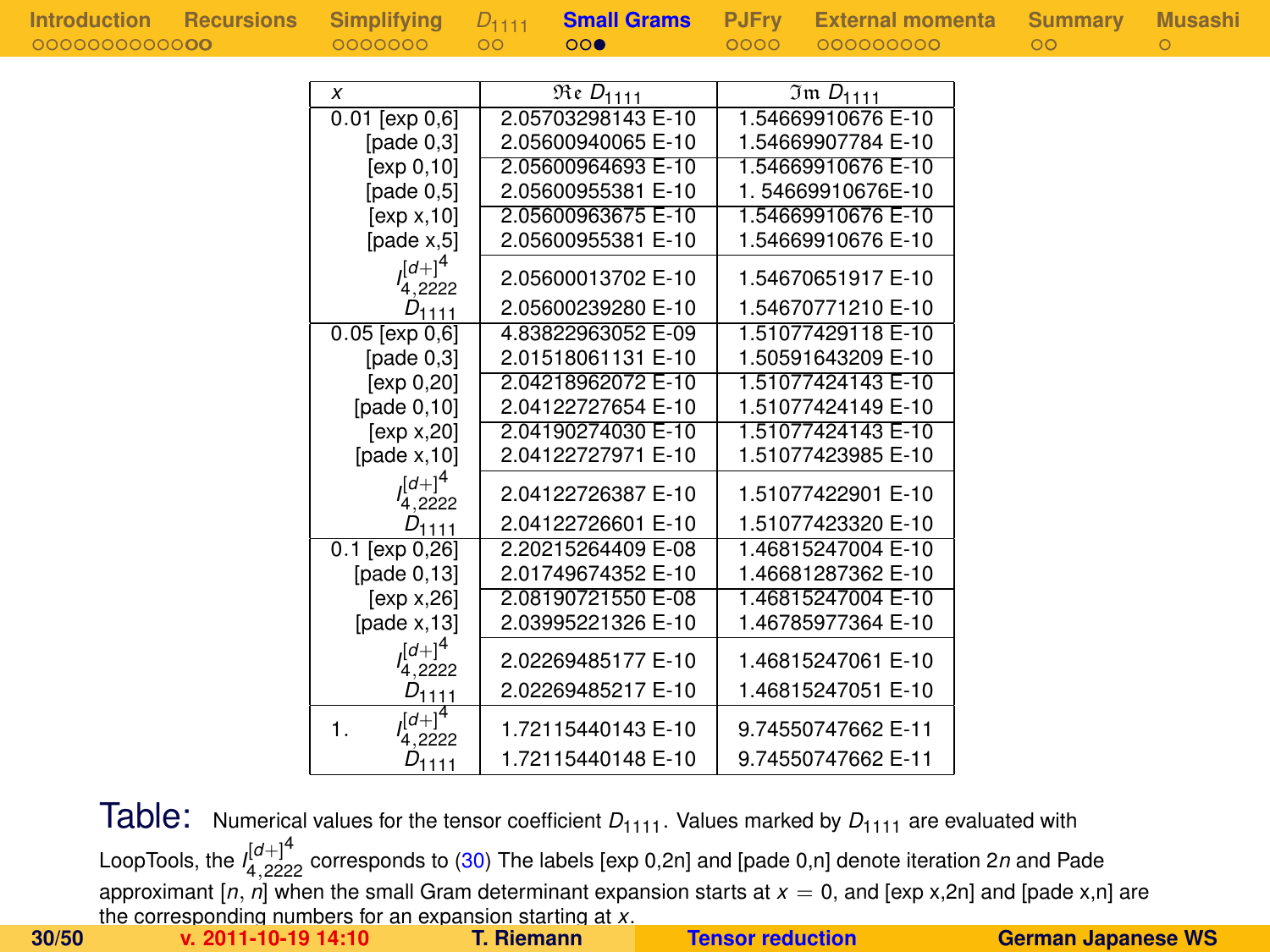| $x$ | $\Re e\, D_{1111}$ | $\Im m\, D_{1111}$ |
|---|---|---|
| 0.01 [exp 0,6] | 2.05703298143 E-10 | 1.54669910676 E-10 |
| [pade 0,3] | 2.05600940065 E-10 | 1.54669907784 E-10 |
| [exp 0,10] | 2.05600964693 E-10 | 1.54669910676 E-10 |
| [pade 0,5] | 2.05600955381 E-10 | 1. 54669910676E-10 |
| [exp x,10] | 2.05600963675 E-10 | 1.54669910676 E-10 |
| [pade x,5] | 2.05600955381 E-10 | 1.54669910676 E-10 |
| $I_{4,2222}^{[d+]^4}$ | 2.05600013702 E-10 | 1.54670651917 E-10 |
| $D_{1111}$ | 2.05600239280 E-10 | 1.54670771210 E-10 |
| 0.05 [exp 0,6] | 4.83822963052 E-09 | 1.51077429118 E-10 |
| [pade 0,3] | 2.01518061131 E-10 | 1.50591643209 E-10 |
| [exp 0,20] | 2.04218962072 E-10 | 1.51077424143 E-10 |
| [pade 0,10] | 2.04122727654 E-10 | 1.51077424149 E-10 |
| [exp x,20] | 2.04190274030 E-10 | 1.51077424143 E-10 |
| [pade x,10] | 2.04122727971 E-10 | 1.51077423985 E-10 |
| $I_{4,2222}^{[d+]^4}$ | 2.04122726387 E-10 | 1.51077422901 E-10 |
| $D_{1111}$ | 2.04122726601 E-10 | 1.51077423320 E-10 |
| 0.1 [exp 0,26] | 2.20215264409 E-08 | 1.46815247004 E-10 |
| [pade 0,13] | 2.01749674352 E-10 | 1.46681287362 E-10 |
| [exp x,26] | 2.08190721550 E-08 | 1.46815247004 E-10 |
| [pade x,13] | 2.03995221326 E-10 | 1.46785977364 E-10 |
| $I_{4,2222}^{[d+]^4}$ | 2.02269485177 E-10 | 1.46815247061 E-10 |
| $D_{1111}$ | 2.02269485217 E-10 | 1.46815247051 E-10 |
| 1. $I_{4,2222}^{[d+]^4}$ | 1.72115440143 E-10 | 9.74550747662 E-11 |
| $D_{1111}$ | 1.72115440148 E-10 | 9.74550747662 E-11 |

Table: Numerical values for the tensor coefficient $D_{1111}$. Values marked by $D_{1111}$ are evaluated with LoopTools, the $I_{4,2222}^{[d+]^4}$ corresponds to (30) The labels [exp 0,2n] and [pade 0,n] denote iteration $2n$ and Pade approximant [$n$, $n$] when the small Gram determinant expansion starts at $x = 0$, and [exp x,2n] and [pade x,n] are the corresponding numbers for an expansion starting at $x$.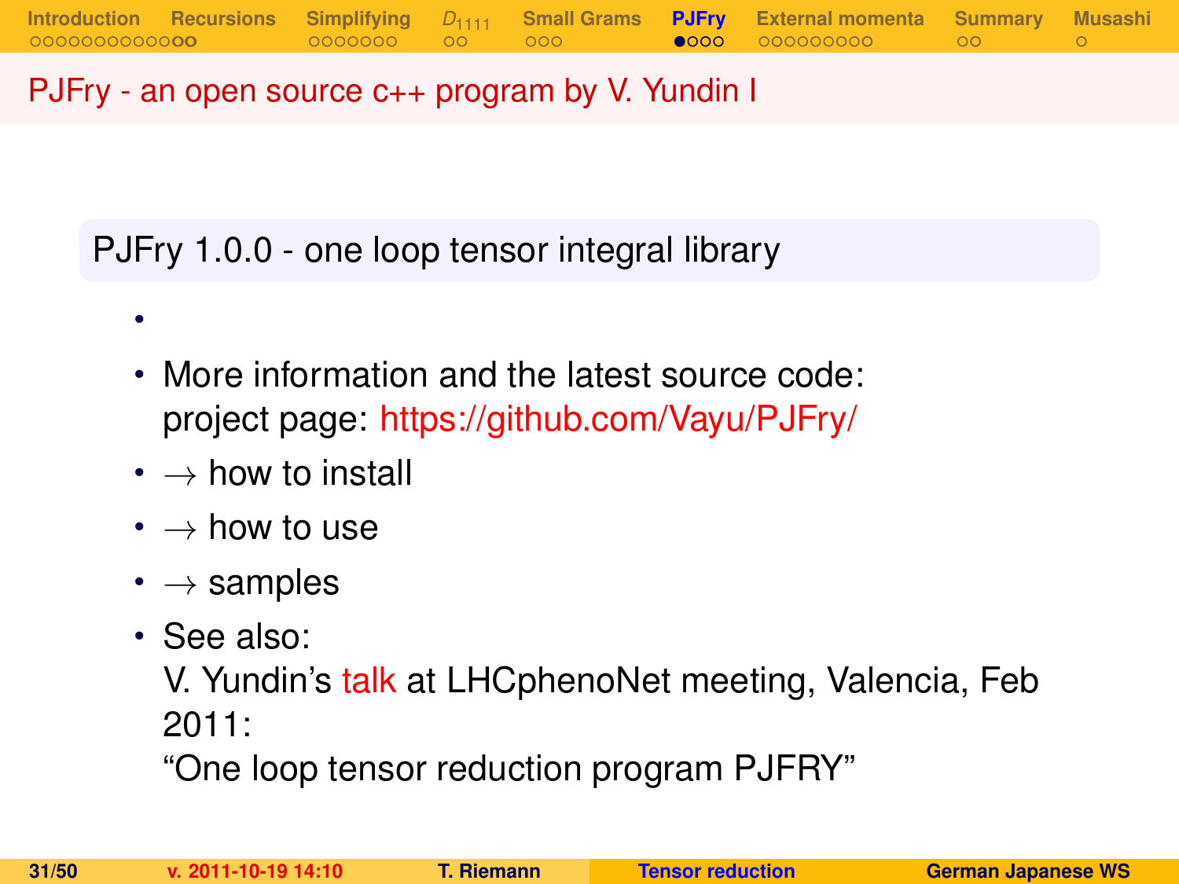# PJFry - an open source c++ program by V. Yundin I

## PJFry 1.0.0 - one loop tensor integral library

- 
- More information and the latest source code:
  project page: https://github.com/Vayu/PJFry/
- $\rightarrow$ how to install
- $\rightarrow$ how to use
- $\rightarrow$ samples
- See also:
  V. Yundin's talk at LHCphenoNet meeting, Valencia, Feb 2011:
  "One loop tensor reduction program PJFRY"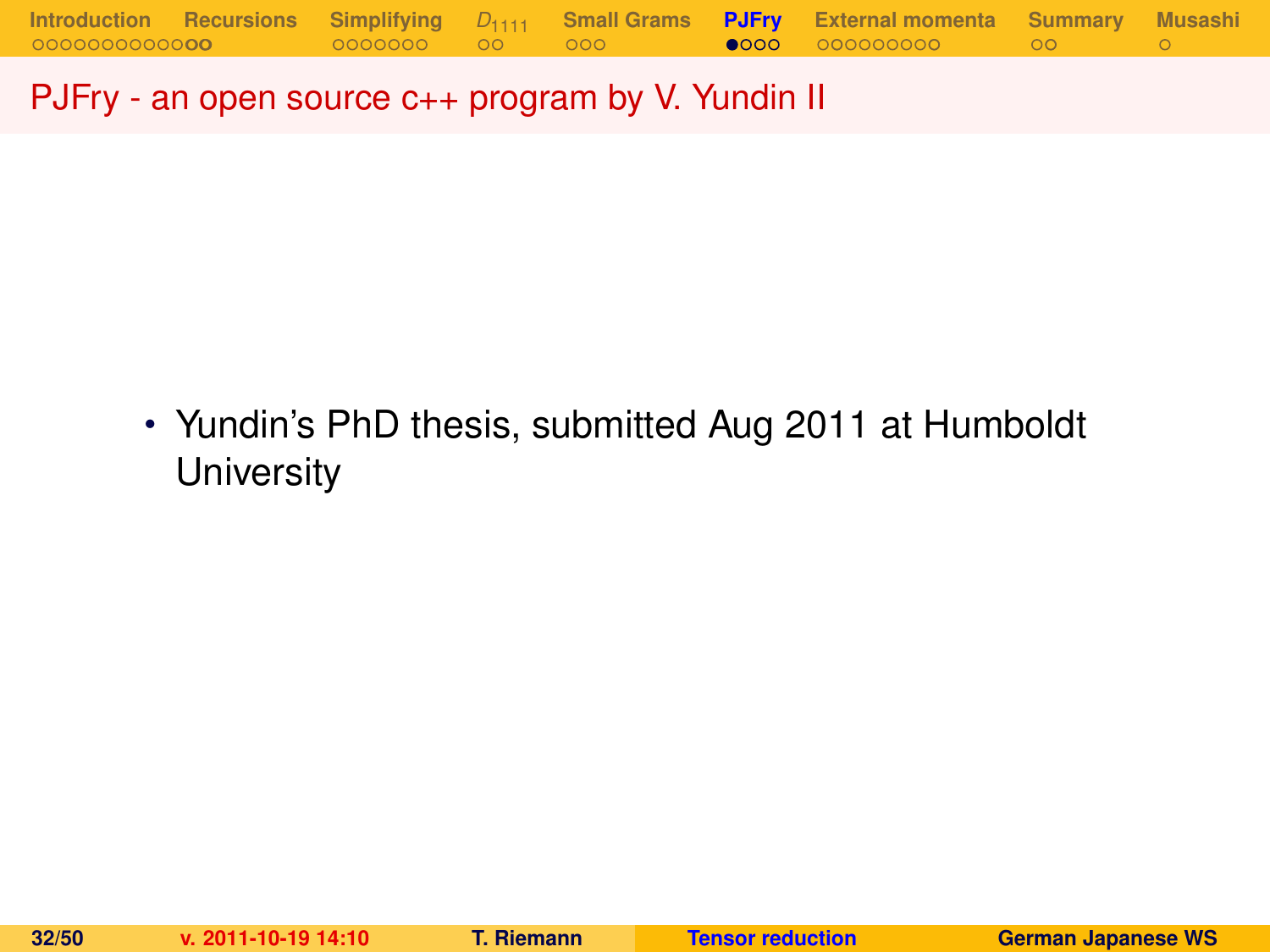## PJFry - an open source c++ program by V. Yundin II

- Yundin's PhD thesis, submitted Aug 2011 at Humboldt University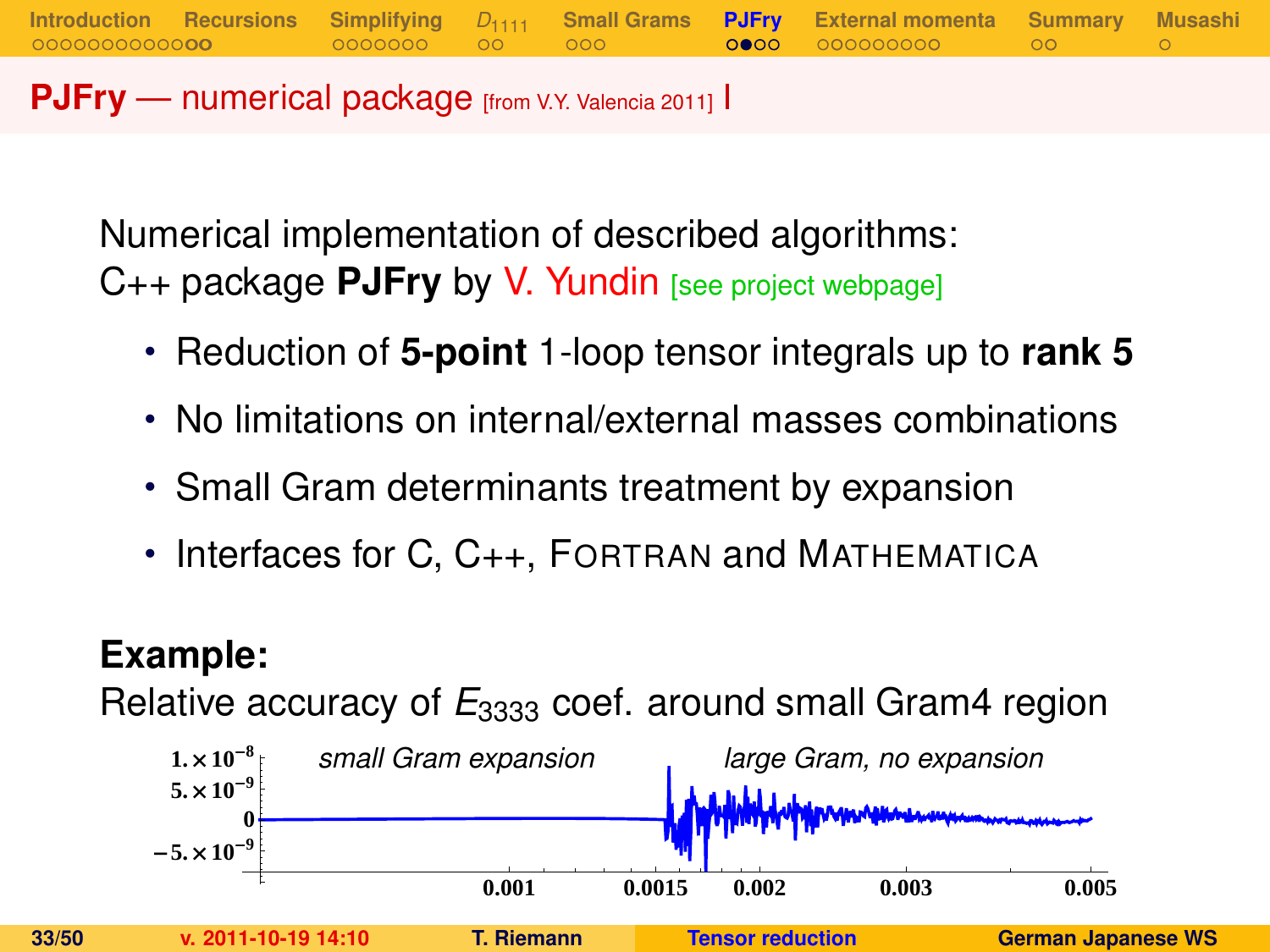## **PJFry** — numerical package [from V.Y. Valencia 2011] I

Numerical implementation of described algorithms:
C++ package **PJFry** by V. Yundin [see project webpage]

- Reduction of **5-point** 1-loop tensor integrals up to **rank 5**
- No limitations on internal/external masses combinations
- Small Gram determinants treatment by expansion
- Interfaces for C, C++, FORTRAN and MATHEMATICA

**Example:**
Relative accuracy of $E_{3333}$ coef. around small Gram4 region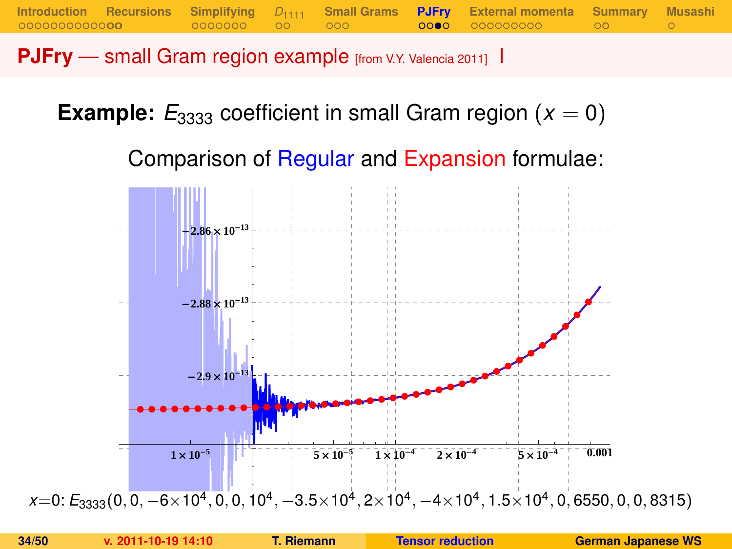## PJFry — small Gram region example [from V.Y. Valencia 2011]

**Example:** $E_{3333}$ coefficient in small Gram region ($x = 0$)

Comparison of Regular and Expansion formulae:

$x=0$: $E_{3333}(0, 0, -6\times10^4, 0, 0, 10^4, -3.5\times10^4, 2\times10^4, -4\times10^4, 1.5\times10^4, 0, 6550, 0, 0, 8315)$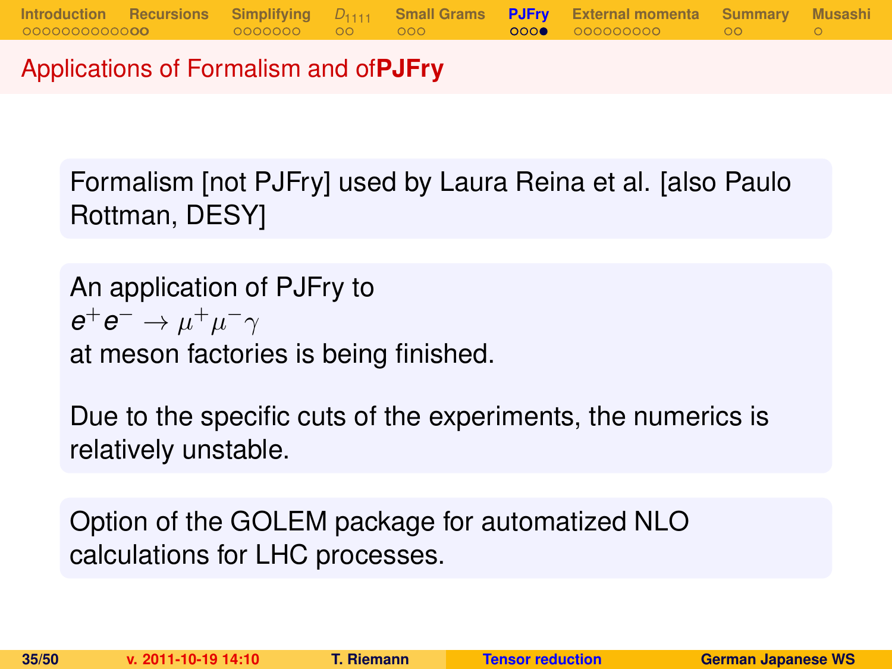## Applications of Formalism and of **PJFry**

Formalism [not PJFry] used by Laura Reina et al. [also Paulo Rottman, DESY]

An application of PJFry to
$e^+e^- \to \mu^+\mu^-\gamma$
at meson factories is being finished.

Due to the specific cuts of the experiments, the numerics is relatively unstable.

Option of the GOLEM package for automatized NLO calculations for LHC processes.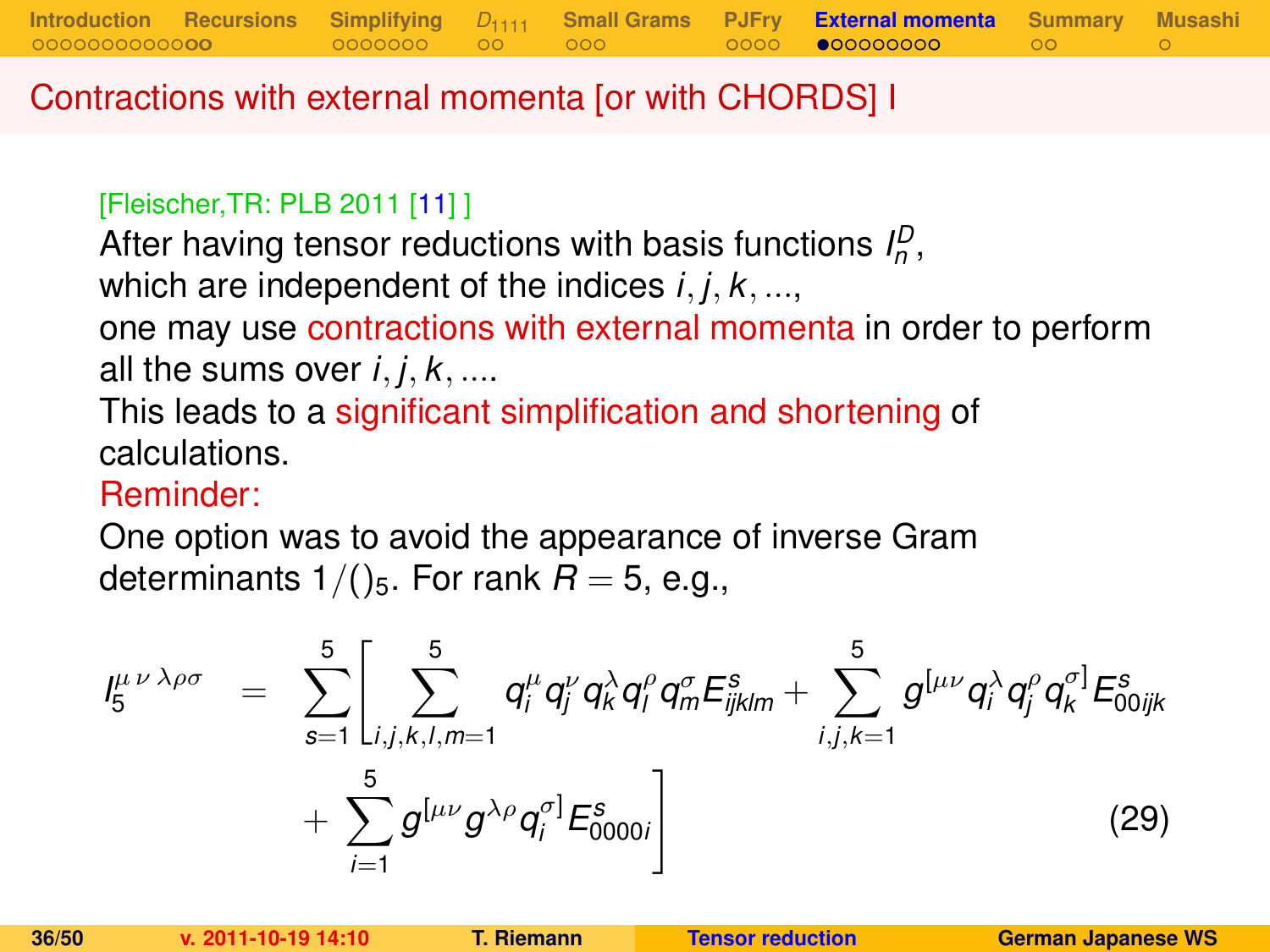## Contractions with external momenta [or with CHORDS] I

[Fleischer,TR: PLB 2011 [11] ]

After having tensor reductions with basis functions $I_n^D$,
which are independent of the indices $i, j, k, ...$,
one may use contractions with external momenta in order to perform all the sums over $i, j, k, ....$
This leads to a significant simplification and shortening of calculations.

Reminder:

One option was to avoid the appearance of inverse Gram determinants $1/()_5$. For rank $R = 5$, e.g.,

$$I_5^{\mu\,\nu\,\lambda\rho\sigma} = \sum_{s=1}^{5}\left[\sum_{i,j,k,l,m=1}^{5} q_i^\mu q_j^\nu q_k^\lambda q_l^\rho q_m^\sigma E_{ijklm}^s + \sum_{i,j,k=1}^{5} g^{[\mu\nu} q_i^\lambda q_j^\rho q_k^{\sigma]} E_{00ijk}^s \right. $$
$$\left. + \sum_{i=1}^{5} g^{[\mu\nu} g^{\lambda\rho} q_i^{\sigma]} E_{0000i}^s \right] \tag{29}$$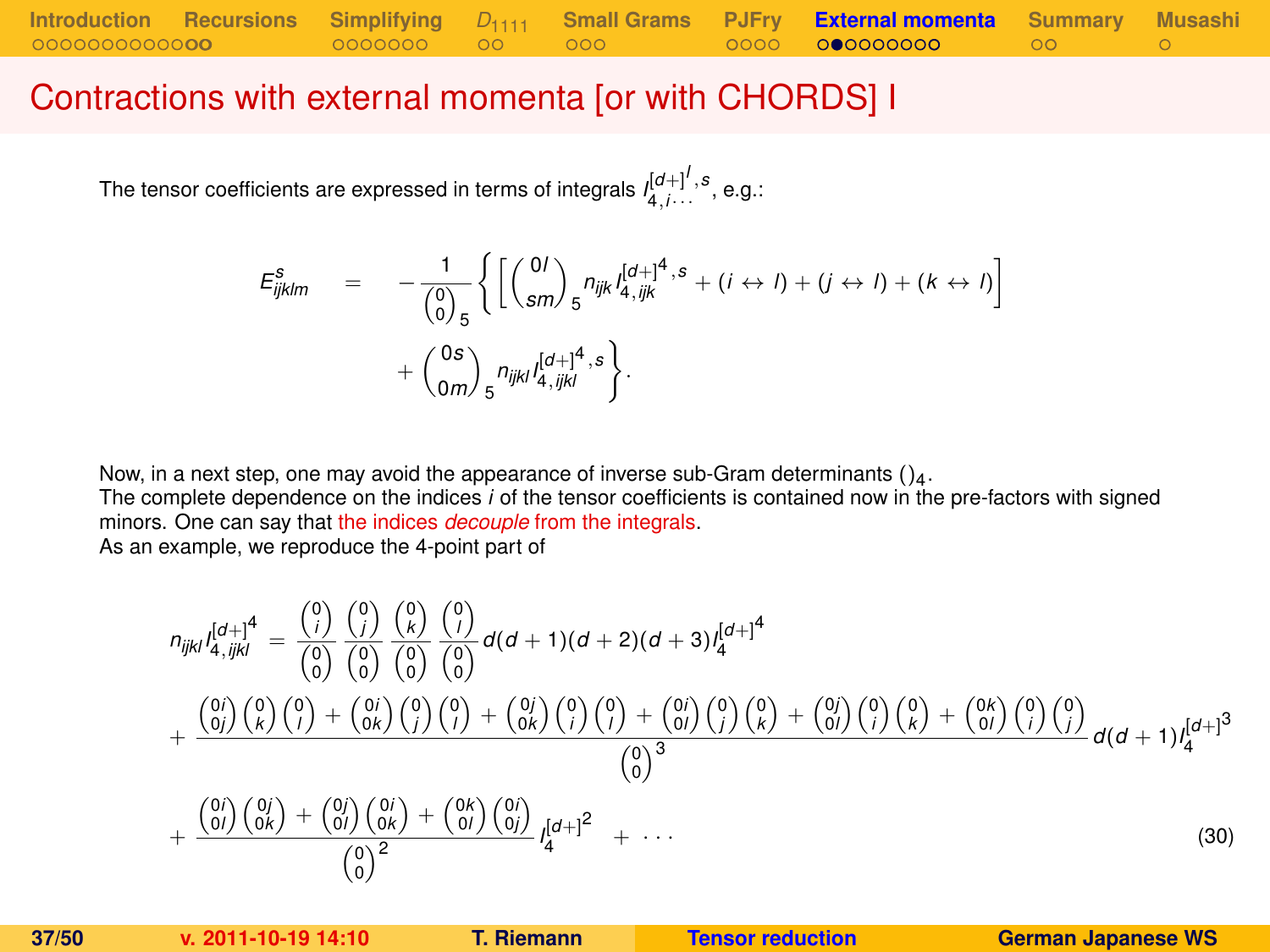# Contractions with external momenta [or with CHORDS] I

The tensor coefficients are expressed in terms of integrals $I_{4,i\cdots}^{[d+]^l,s}$, e.g.:

$$E_{ijklm}^{s} = -\frac{1}{\binom{0}{0}_5}\left\{\left[\binom{0l}{sm}_5 n_{ijk} I_{4,ijk}^{[d+]^4,s} + (i\leftrightarrow l) + (j\leftrightarrow l) + (k\leftrightarrow l)\right] + \binom{0s}{0m}_5 n_{ijkl} I_{4,ijkl}^{[d+]^4,s}\right\}.$$

Now, in a next step, one may avoid the appearance of inverse sub-Gram determinants $()_4$.
The complete dependence on the indices $i$ of the tensor coefficients is contained now in the pre-factors with signed minors. One can say that the indices *decouple* from the integrals.
As an example, we reproduce the 4-point part of

$$\begin{aligned}
n_{ijkl} I_{4,ijkl}^{[d+]^4} &= \frac{\binom{0}{i}}{\binom{0}{0}}\frac{\binom{0}{j}}{\binom{0}{0}}\frac{\binom{0}{k}}{\binom{0}{0}}\frac{\binom{0}{l}}{\binom{0}{0}} d(d+1)(d+2)(d+3) I_4^{[d+]^4} \\
&+ \frac{\binom{0i}{0j}\binom{0}{k}\binom{0}{l} + \binom{0i}{0k}\binom{0}{j}\binom{0}{l} + \binom{0j}{0k}\binom{0}{i}\binom{0}{l} + \binom{0i}{0l}\binom{0}{j}\binom{0}{k} + \binom{0j}{0l}\binom{0}{i}\binom{0}{k} + \binom{0k}{0l}\binom{0}{i}\binom{0}{j}}{\binom{0}{0}^3} d(d+1) I_4^{[d+]^3} \\
&+ \frac{\binom{0i}{0l}\binom{0j}{0k} + \binom{0j}{0l}\binom{0i}{0k} + \binom{0k}{0l}\binom{0i}{0j}}{\binom{0}{0}^2} I_4^{[d+]^2} + \cdots
\end{aligned} \tag{30}$$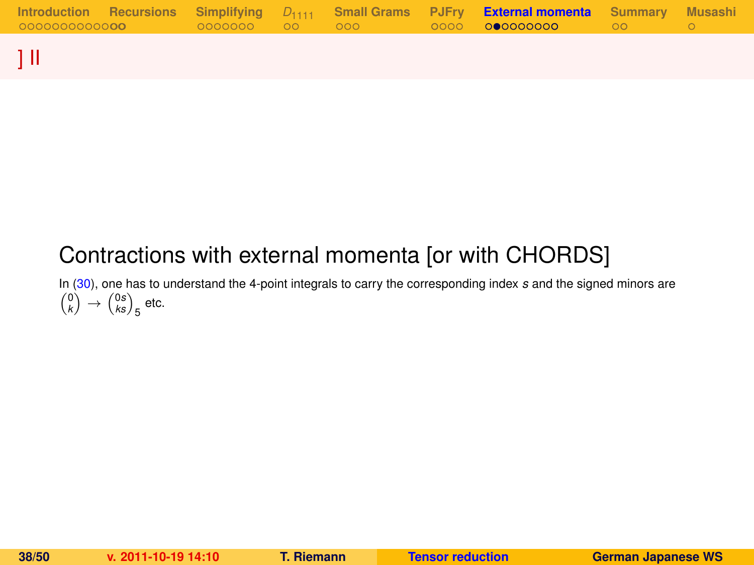] II

## Contractions with external momenta [or with CHORDS]

In (30), one has to understand the 4-point integrals to carry the corresponding index $s$ and the signed minors are $\binom{0}{k} \rightarrow \binom{0s}{ks}_5$ etc.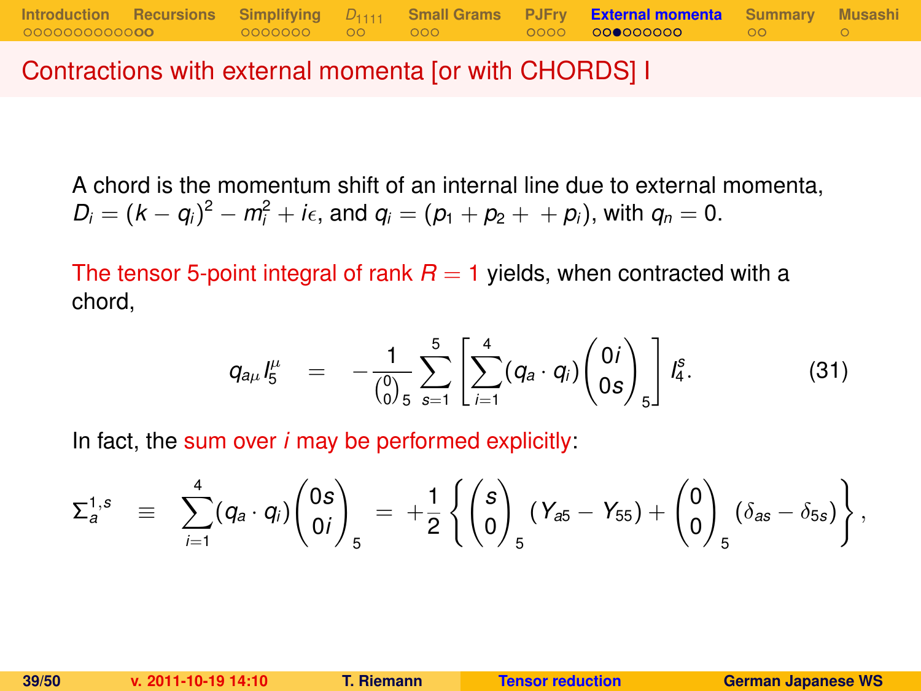## Contractions with external momenta [or with CHORDS] I

A chord is the momentum shift of an internal line due to external momenta, $D_i = (k - q_i)^2 - m_i^2 + i\epsilon$, and $q_i = (p_1 + p_2 + \ + p_i)$, with $q_n = 0$.

The tensor 5-point integral of rank $R = 1$ yields, when contracted with a chord,

$$q_{a\mu} I_5^\mu \quad = \quad -\frac{1}{\binom{0}{0}_5} \sum_{s=1}^{5} \left[ \sum_{i=1}^{4} (q_a \cdot q_i) \begin{pmatrix} 0i \\ 0s \end{pmatrix}_5 \right] I_4^s. \tag{31}$$

In fact, the sum over $i$ may be performed explicitly:

$$\Sigma_a^{1,s} \quad \equiv \quad \sum_{i=1}^{4} (q_a \cdot q_i) \begin{pmatrix} 0s \\ 0i \end{pmatrix}_5 \quad = \quad +\frac{1}{2} \left\{ \begin{pmatrix} s \\ 0 \end{pmatrix}_5 (Y_{a5} - Y_{55}) + \begin{pmatrix} 0 \\ 0 \end{pmatrix}_5 (\delta_{as} - \delta_{5s}) \right\},$$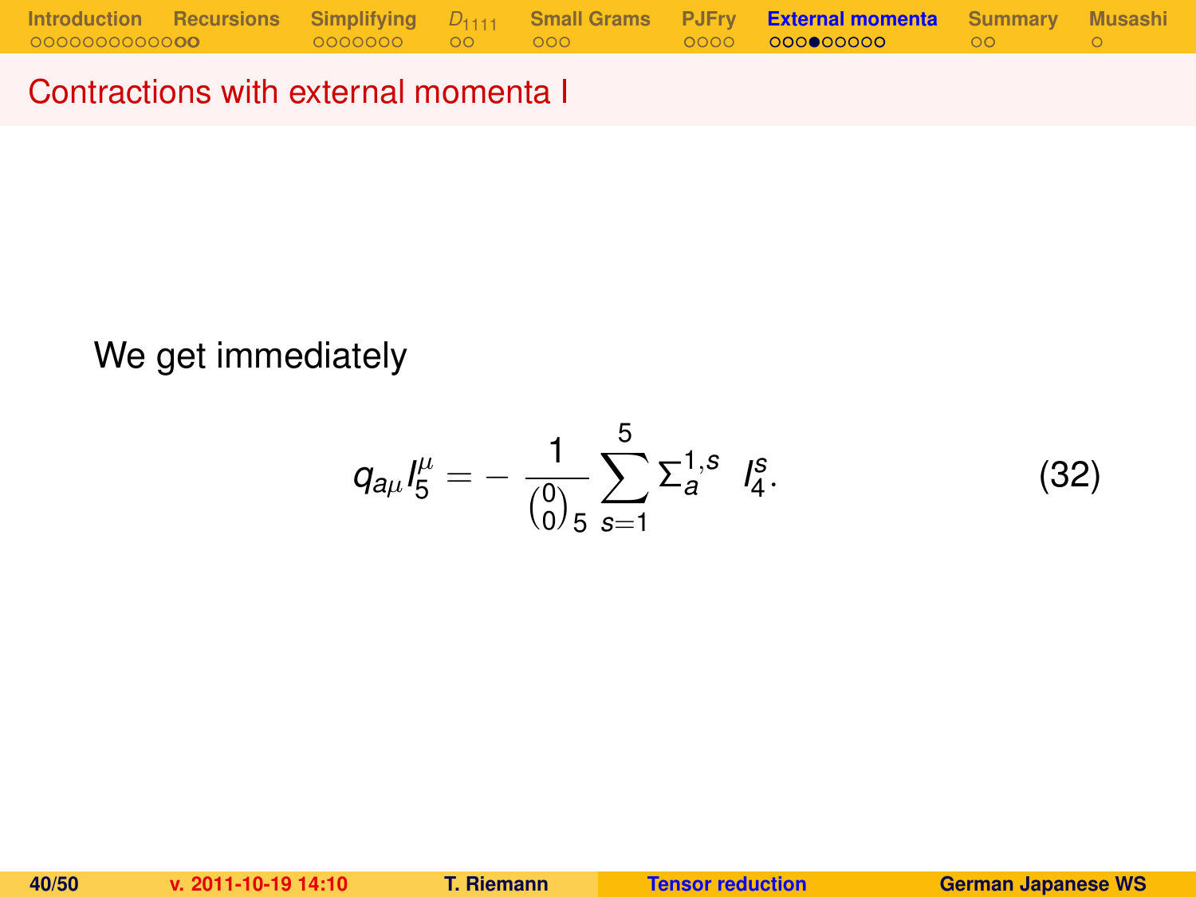## Contractions with external momenta I

We get immediately

$$q_{a\mu} I_5^{\mu} = - \frac{1}{\binom{0}{0}_5} \sum_{s=1}^{5} \Sigma_a^{1,s} \;\; I_4^s. \tag{32}$$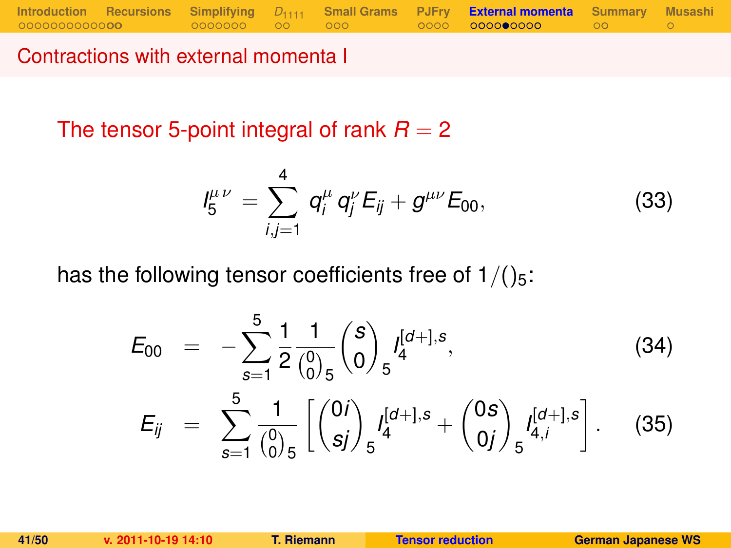## Contractions with external momenta I

The tensor 5-point integral of rank $R = 2$

$$I_5^{\mu\,\nu} = \sum_{i,j=1}^{4} q_i^{\mu}\, q_j^{\nu} E_{ij} + g^{\mu\nu} E_{00}, \tag{33}$$

has the following tensor coefficients free of $1/()_5$:

$$E_{00} = -\sum_{s=1}^{5} \frac{1}{2} \frac{1}{\binom{0}{0}_5} \binom{s}{0}_5 I_4^{[d+],s}, \tag{34}$$

$$E_{ij} = \sum_{s=1}^{5} \frac{1}{\binom{0}{0}_5} \left[ \binom{0i}{sj}_5 I_4^{[d+],s} + \binom{0s}{0j}_5 I_{4,i}^{[d+],s} \right]. \tag{35}$$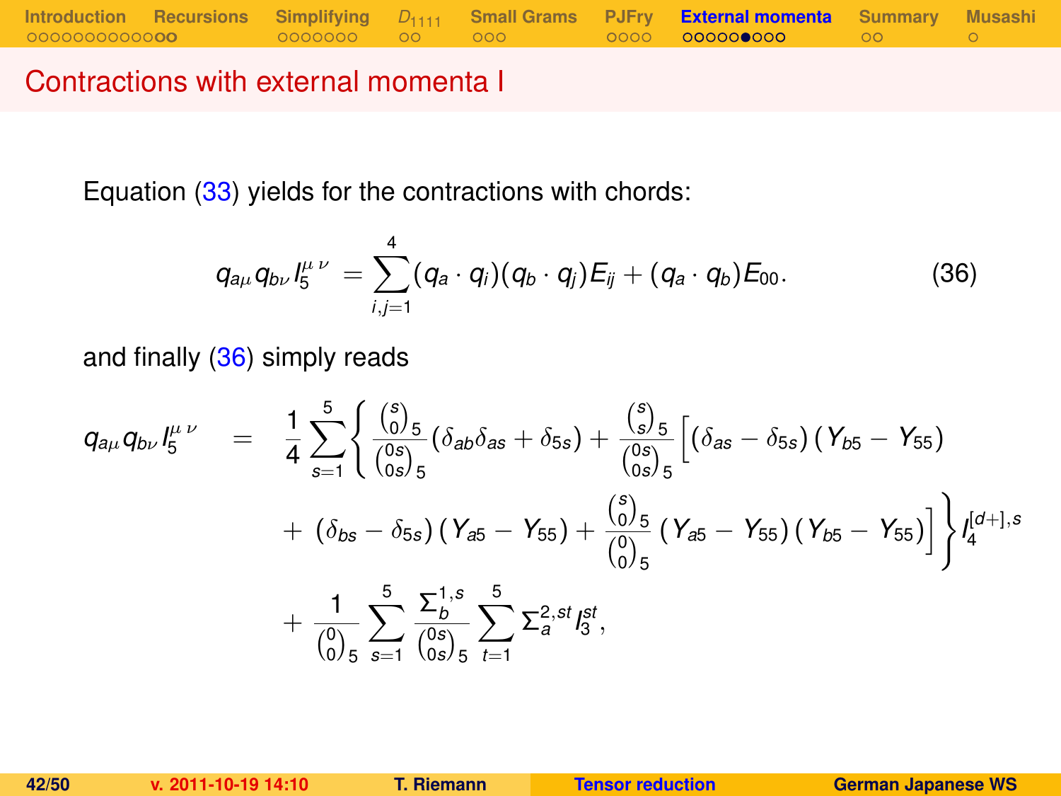## Contractions with external momenta I

Equation (33) yields for the contractions with chords:

$$q_{a\mu} q_{b\nu} I_5^{\mu\,\nu} = \sum_{i,j=1}^{4} (q_a \cdot q_i)(q_b \cdot q_j) E_{ij} + (q_a \cdot q_b) E_{00}. \tag{36}$$

and finally (36) simply reads

$$
\begin{aligned}
q_{a\mu} q_{b\nu} I_5^{\mu\,\nu} \quad = \quad & \frac{1}{4} \sum_{s=1}^{5} \Bigg\{ \frac{\binom{s}{0}_5}{\binom{0s}{0s}_5} \left( \delta_{ab}\delta_{as} + \delta_{5s} \right) + \frac{\binom{s}{s}_5}{\binom{0s}{0s}_5} \Big[ \left( \delta_{as} - \delta_{5s} \right) \left( Y_{b5} - Y_{55} \right) \\
& + \left( \delta_{bs} - \delta_{5s} \right) \left( Y_{a5} - Y_{55} \right) + \frac{\binom{s}{0}_5}{\binom{0}{0}_5} \left( Y_{a5} - Y_{55} \right) \left( Y_{b5} - Y_{55} \right) \Big] \Bigg\} I_4^{[d+],s} \\
& + \frac{1}{\binom{0}{0}_5} \sum_{s=1}^{5} \frac{\Sigma_b^{1,s}}{\binom{0s}{0s}_5} \sum_{t=1}^{5} \Sigma_a^{2,st} I_3^{st},
\end{aligned}
$$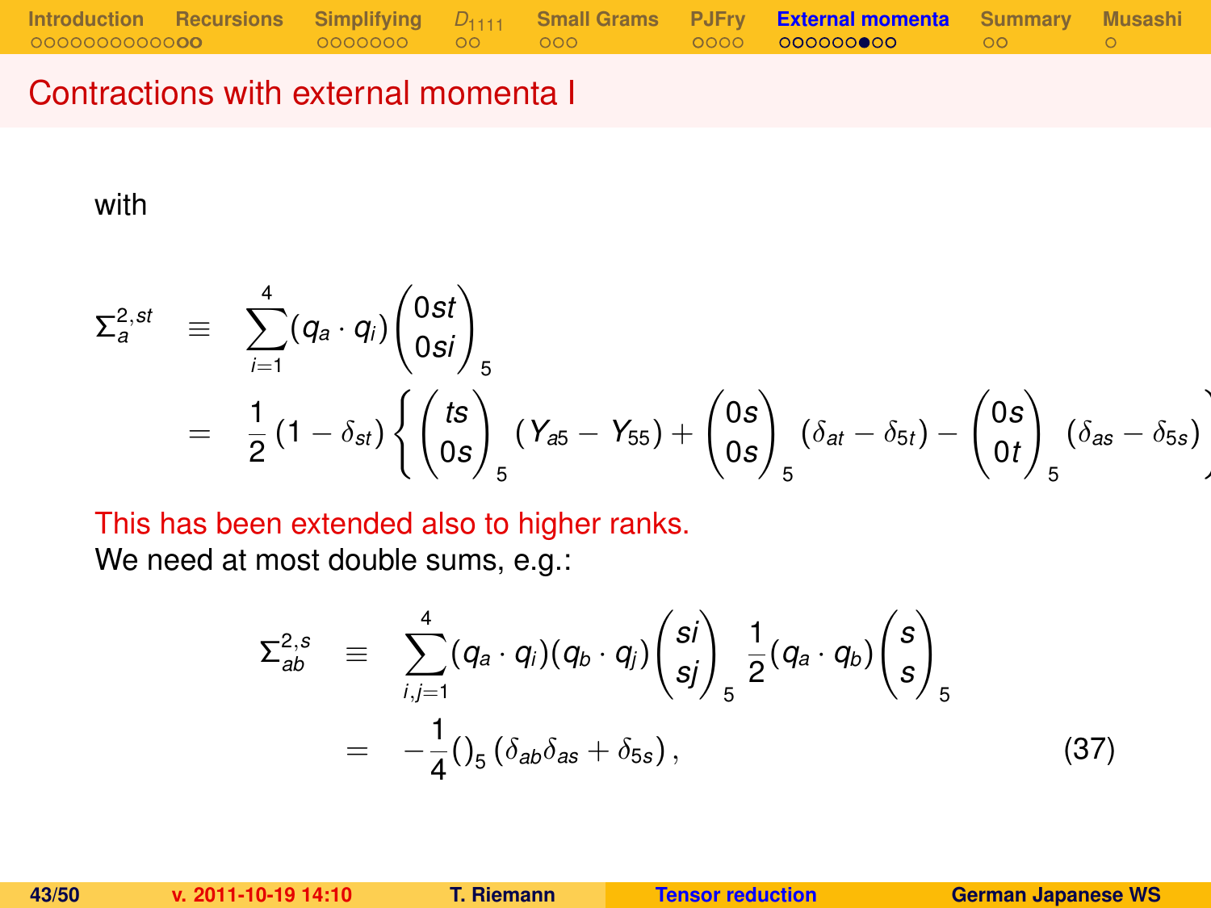## Contractions with external momenta I

with

$$
\begin{aligned}
\Sigma_a^{2,st} &\equiv \sum_{i=1}^{4} (q_a \cdot q_i) \begin{pmatrix} 0st \\ 0si \end{pmatrix}_5 \\
&= \frac{1}{2}(1-\delta_{st}) \left\{ \begin{pmatrix} ts \\ 0s \end{pmatrix}_5 (Y_{a5} - Y_{55}) + \begin{pmatrix} 0s \\ 0s \end{pmatrix}_5 (\delta_{at} - \delta_{5t}) - \begin{pmatrix} 0s \\ 0t \end{pmatrix}_5 (\delta_{as} - \delta_{5s}) \right.
\end{aligned}
$$

This has been extended also to higher ranks.
We need at most double sums, e.g.:

$$
\begin{aligned}
\Sigma_{ab}^{2,s} &\equiv \sum_{i,j=1}^{4} (q_a \cdot q_i)(q_b \cdot q_j) \begin{pmatrix} si \\ sj \end{pmatrix}_5 \frac{1}{2}(q_a \cdot q_b) \begin{pmatrix} s \\ s \end{pmatrix}_5 \\
&= -\frac{1}{4} ()_5 (\delta_{ab}\delta_{as} + \delta_{5s}), \qquad (37)
\end{aligned}
$$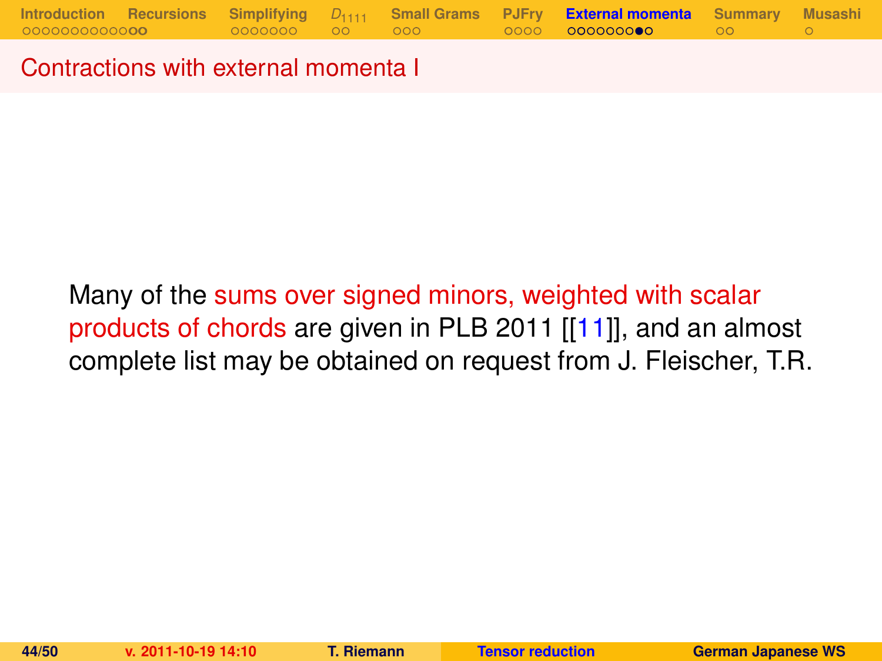## Contractions with external momenta I

Many of the sums over signed minors, weighted with scalar products of chords are given in PLB 2011 [[11]], and an almost complete list may be obtained on request from J. Fleischer, T.R.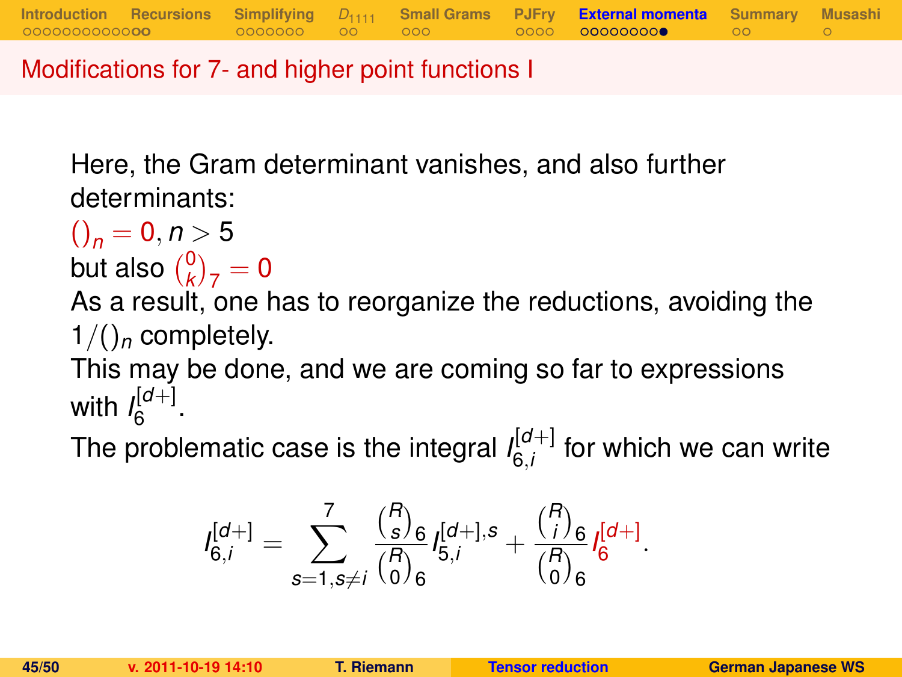## Modifications for 7- and higher point functions I

Here, the Gram determinant vanishes, and also further determinants:

$()_n = 0, n > 5$

but also $\binom{0}{k}_7 = 0$

As a result, one has to reorganize the reductions, avoiding the $1/()_n$ completely.

This may be done, and we are coming so far to expressions with $I_6^{[d+]}$.

The problematic case is the integral $I_{6,i}^{[d+]}$ for which we can write

$$I_{6,i}^{[d+]} = \sum_{s=1, s\neq i}^{7} \frac{\binom{R}{s}_6}{\binom{R}{0}_6} I_{5,i}^{[d+],s} + \frac{\binom{R}{i}_6}{\binom{R}{0}_6} I_6^{[d+]}.$$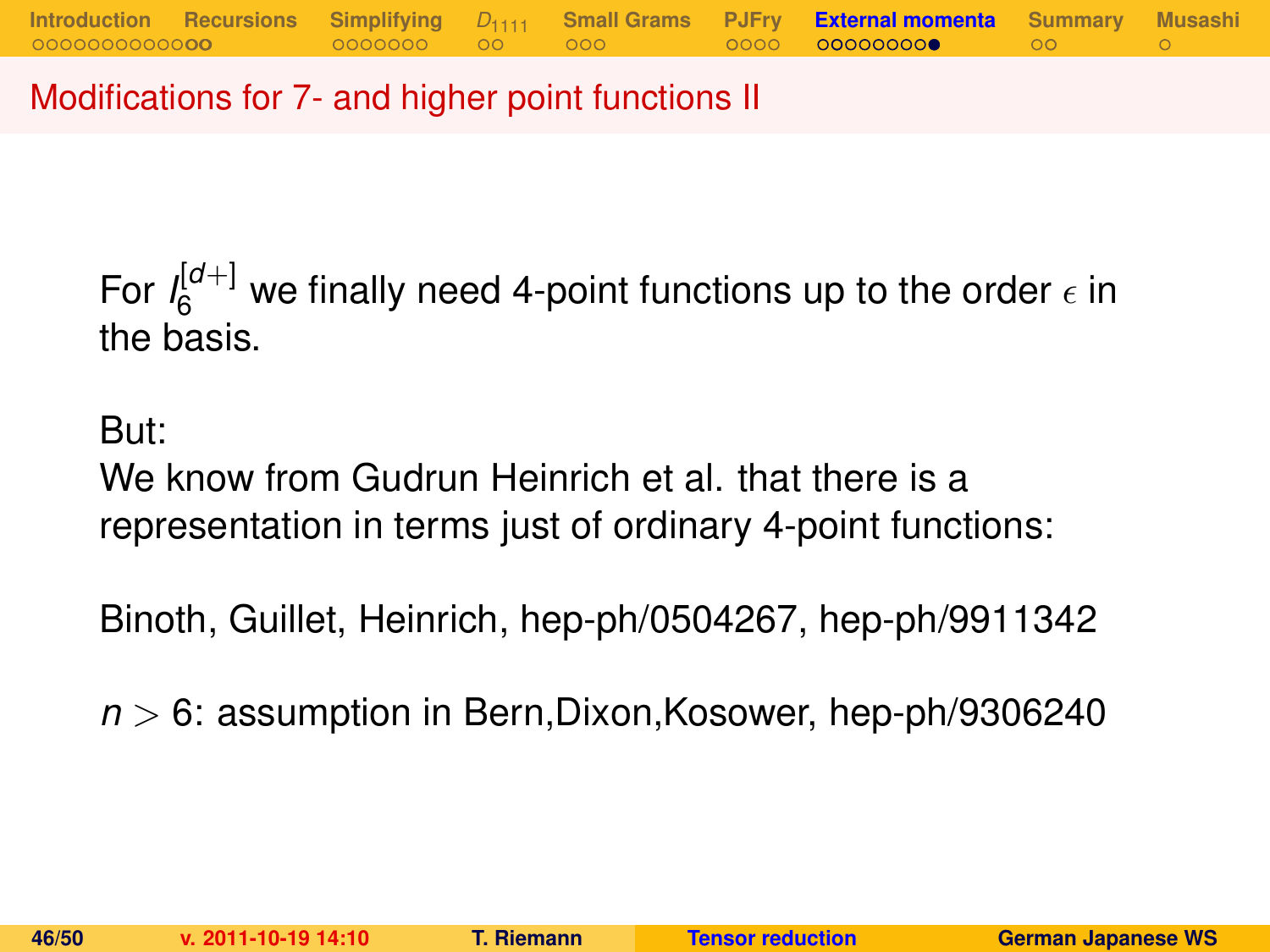## Modifications for 7- and higher point functions II

For $I_6^{[d+]}$ we finally need 4-point functions up to the order $\epsilon$ in the basis.

But:
We know from Gudrun Heinrich et al. that there is a representation in terms just of ordinary 4-point functions:

Binoth, Guillet, Heinrich, hep-ph/0504267, hep-ph/9911342

$n > 6$: assumption in Bern,Dixon,Kosower, hep-ph/9306240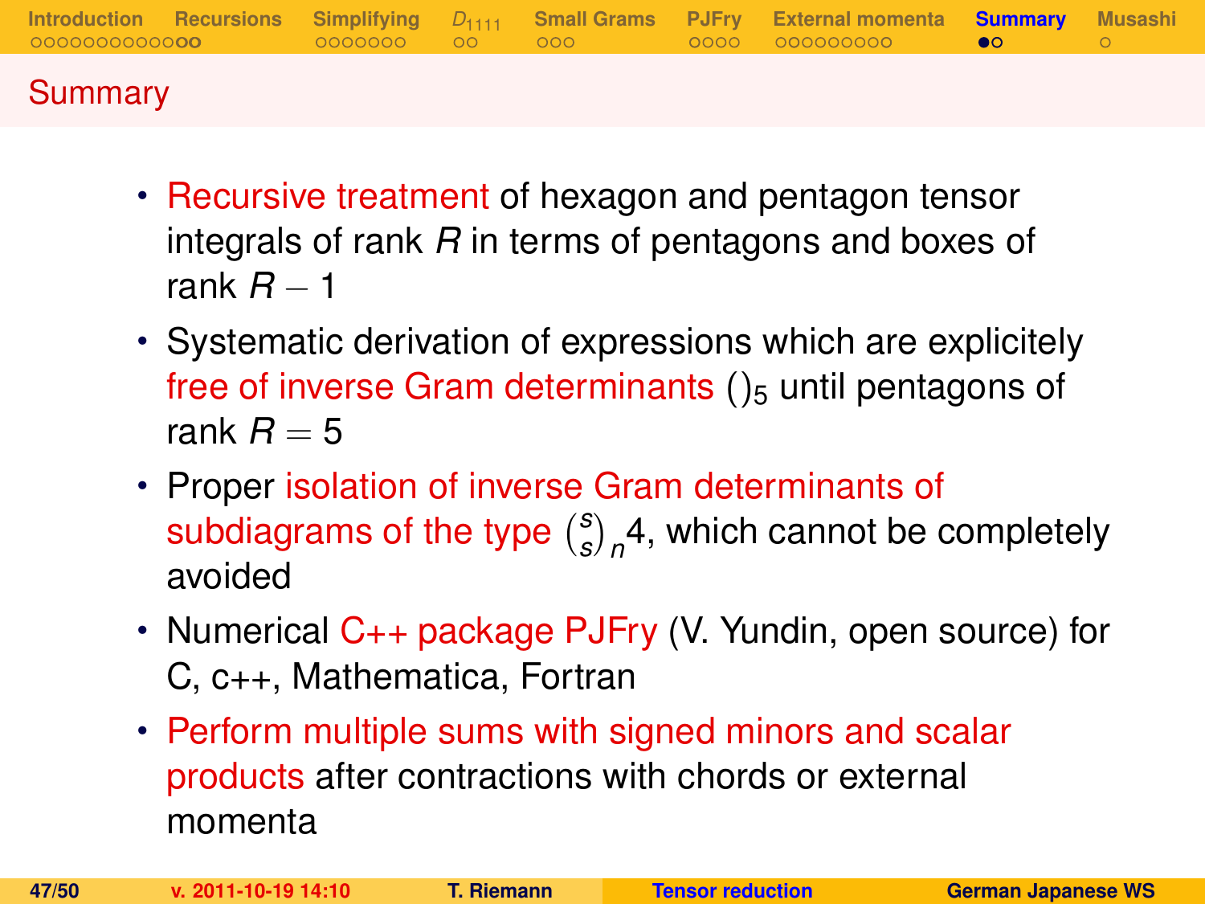## Summary

- Recursive treatment of hexagon and pentagon tensor integrals of rank $R$ in terms of pentagons and boxes of rank $R-1$
- Systematic derivation of expressions which are explicitely free of inverse Gram determinants $()_5$ until pentagons of rank $R=5$
- Proper isolation of inverse Gram determinants of subdiagrams of the type $\binom{s}{s}_n 4$, which cannot be completely avoided
- Numerical C++ package PJFry (V. Yundin, open source) for C, c++, Mathematica, Fortran
- Perform multiple sums with signed minors and scalar products after contractions with chords or external momenta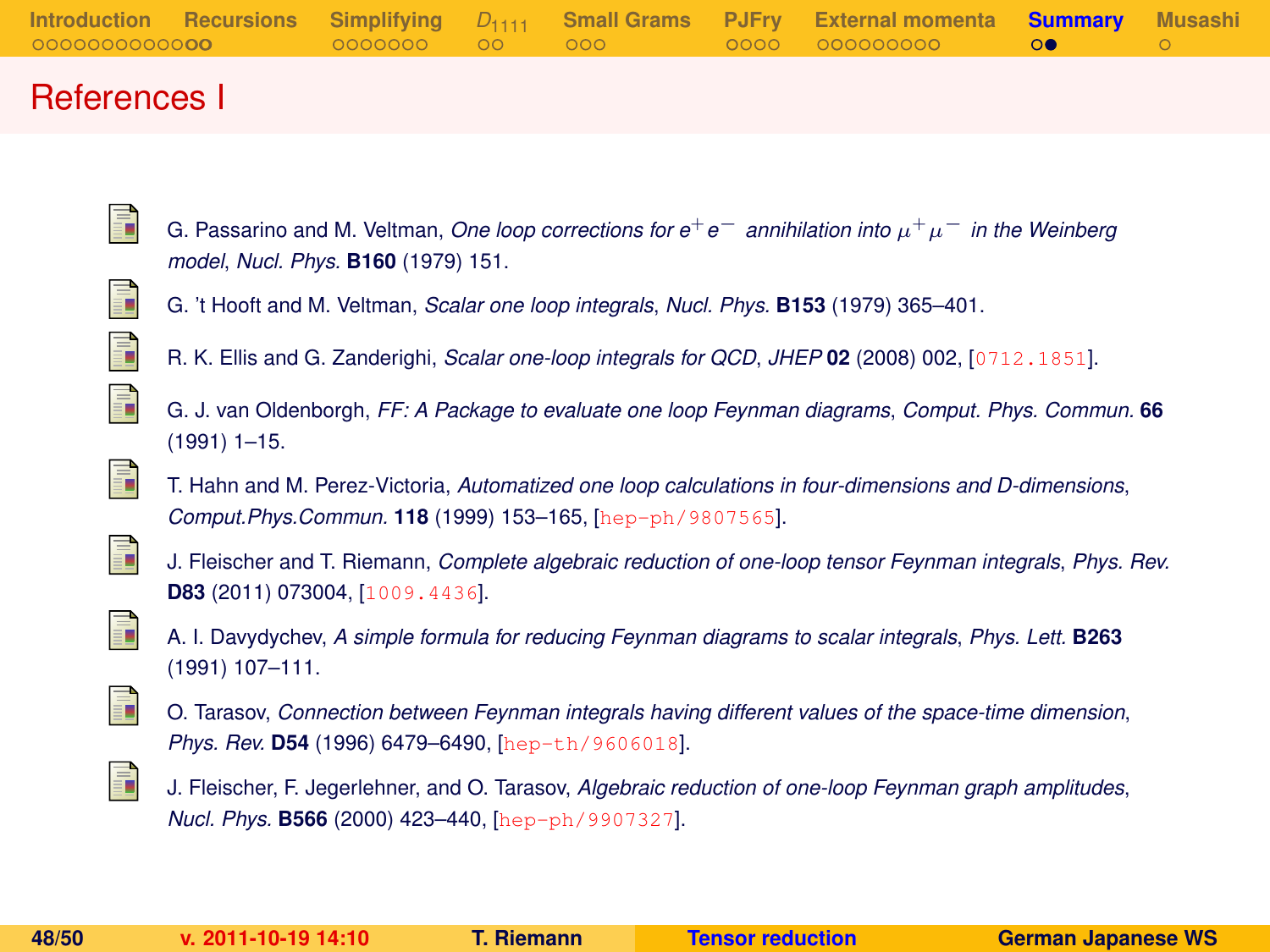# References I

- G. Passarino and M. Veltman, *One loop corrections for $e^+e^-$ annihilation into $\mu^+\mu^-$ in the Weinberg model*, *Nucl. Phys.* **B160** (1979) 151.
- G. 't Hooft and M. Veltman, *Scalar one loop integrals*, *Nucl. Phys.* **B153** (1979) 365–401.
- R. K. Ellis and G. Zanderighi, *Scalar one-loop integrals for QCD*, *JHEP* **02** (2008) 002, [0712.1851].
- G. J. van Oldenborgh, *FF: A Package to evaluate one loop Feynman diagrams*, *Comput. Phys. Commun.* **66** (1991) 1–15.
- T. Hahn and M. Perez-Victoria, *Automatized one loop calculations in four-dimensions and D-dimensions*, *Comput.Phys.Commun.* **118** (1999) 153–165, [hep-ph/9807565].
- J. Fleischer and T. Riemann, *Complete algebraic reduction of one-loop tensor Feynman integrals*, *Phys. Rev.* **D83** (2011) 073004, [1009.4436].
- A. I. Davydychev, *A simple formula for reducing Feynman diagrams to scalar integrals*, *Phys. Lett.* **B263** (1991) 107–111.
- O. Tarasov, *Connection between Feynman integrals having different values of the space-time dimension*, *Phys. Rev.* **D54** (1996) 6479–6490, [hep-th/9606018].
- J. Fleischer, F. Jegerlehner, and O. Tarasov, *Algebraic reduction of one-loop Feynman graph amplitudes*, *Nucl. Phys.* **B566** (2000) 423–440, [hep-ph/9907327].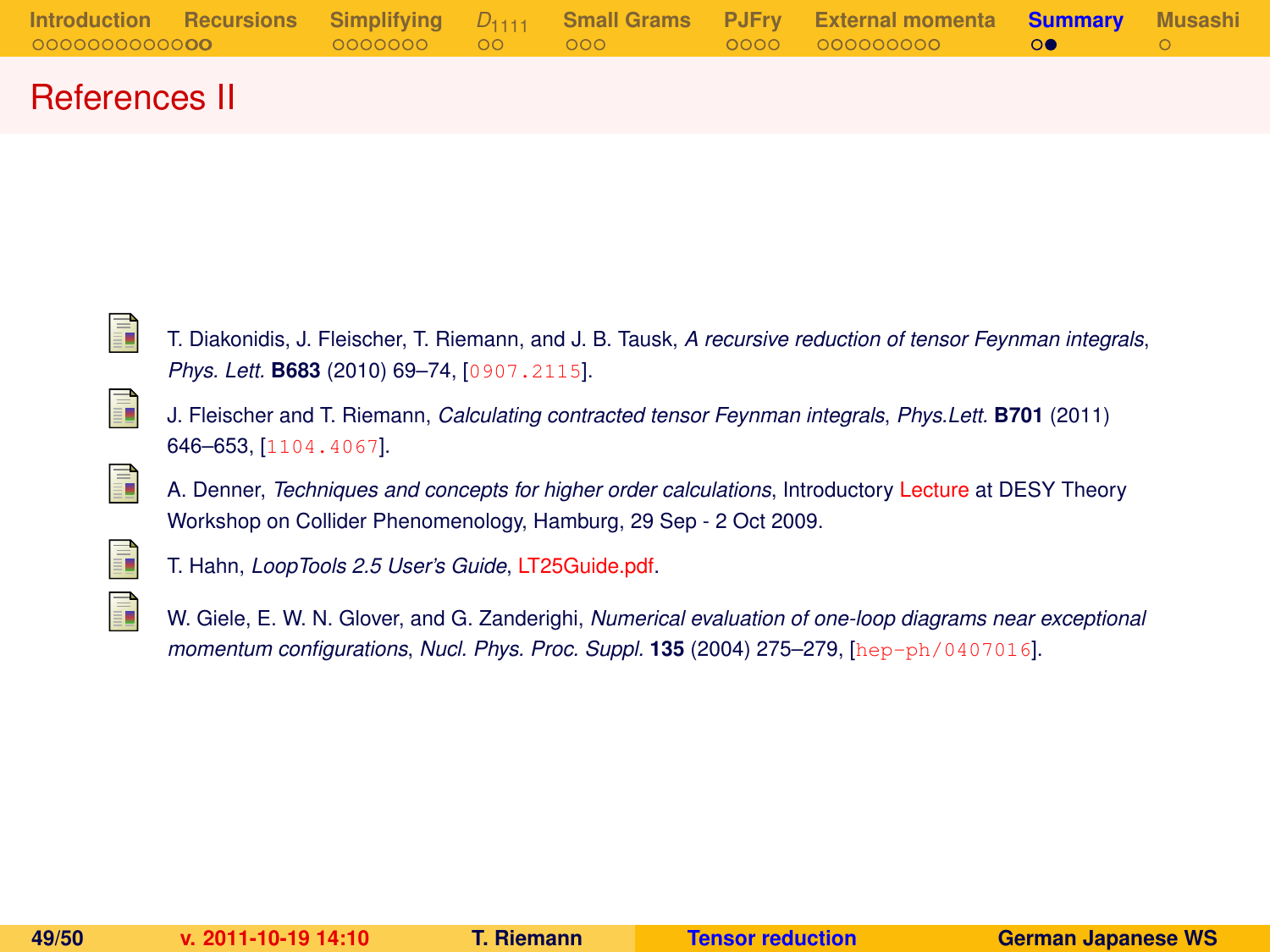# References II

- T. Diakonidis, J. Fleischer, T. Riemann, and J. B. Tausk, *A recursive reduction of tensor Feynman integrals*, *Phys. Lett.* **B683** (2010) 69–74, [0907.2115].

- J. Fleischer and T. Riemann, *Calculating contracted tensor Feynman integrals*, *Phys.Lett.* **B701** (2011) 646–653, [1104.4067].

- A. Denner, *Techniques and concepts for higher order calculations*, Introductory Lecture at DESY Theory Workshop on Collider Phenomenology, Hamburg, 29 Sep - 2 Oct 2009.

- T. Hahn, *LoopTools 2.5 User's Guide*, LT25Guide.pdf.

- W. Giele, E. W. N. Glover, and G. Zanderighi, *Numerical evaluation of one-loop diagrams near exceptional momentum configurations*, *Nucl. Phys. Proc. Suppl.* **135** (2004) 275–279, [hep-ph/0407016].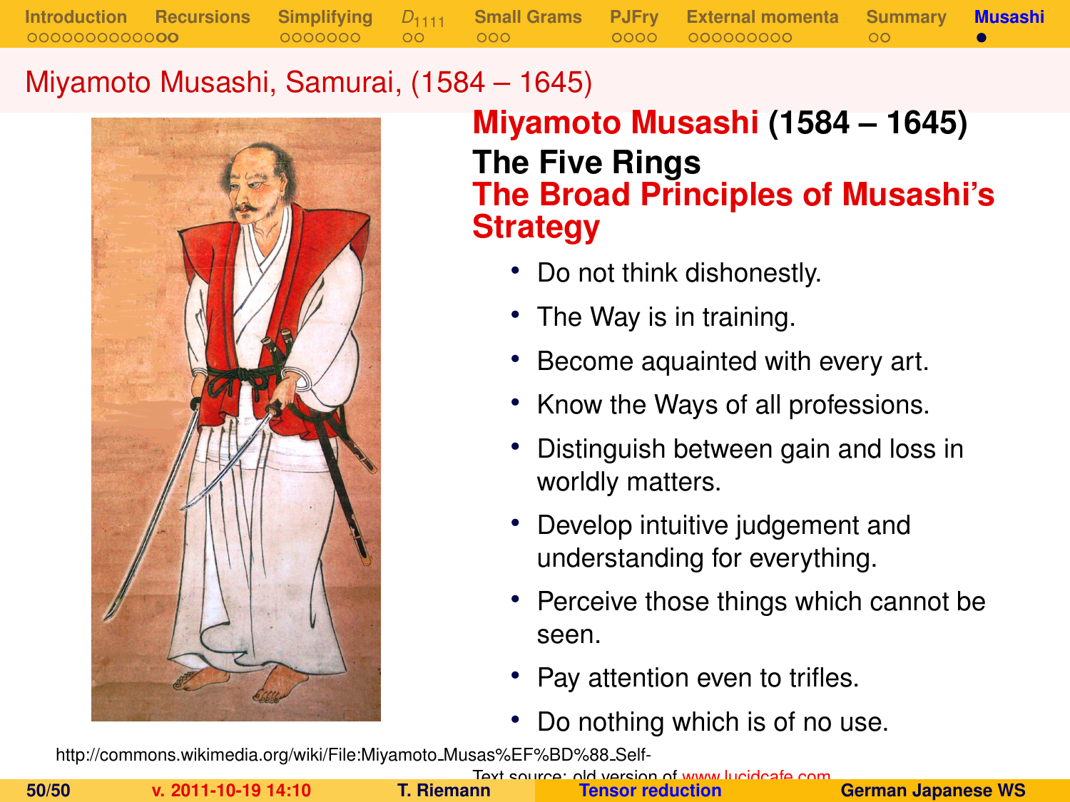## Miyamoto Musashi, Samurai, (1584 – 1645)

**Miyamoto Musashi (1584 – 1645)**
**The Five Rings**
**The Broad Principles of Musashi's Strategy**

- Do not think dishonestly.
- The Way is in training.
- Become aquainted with every art.
- Know the Ways of all professions.
- Distinguish between gain and loss in worldly matters.
- Develop intuitive judgement and understanding for everything.
- Perceive those things which cannot be seen.
- Pay attention even to trifles.
- Do nothing which is of no use.

http://commons.wikimedia.org/wiki/File:Miyamoto_Musas%EF%BD%88_Self-

Text source: old version of www.lucidcafe.com